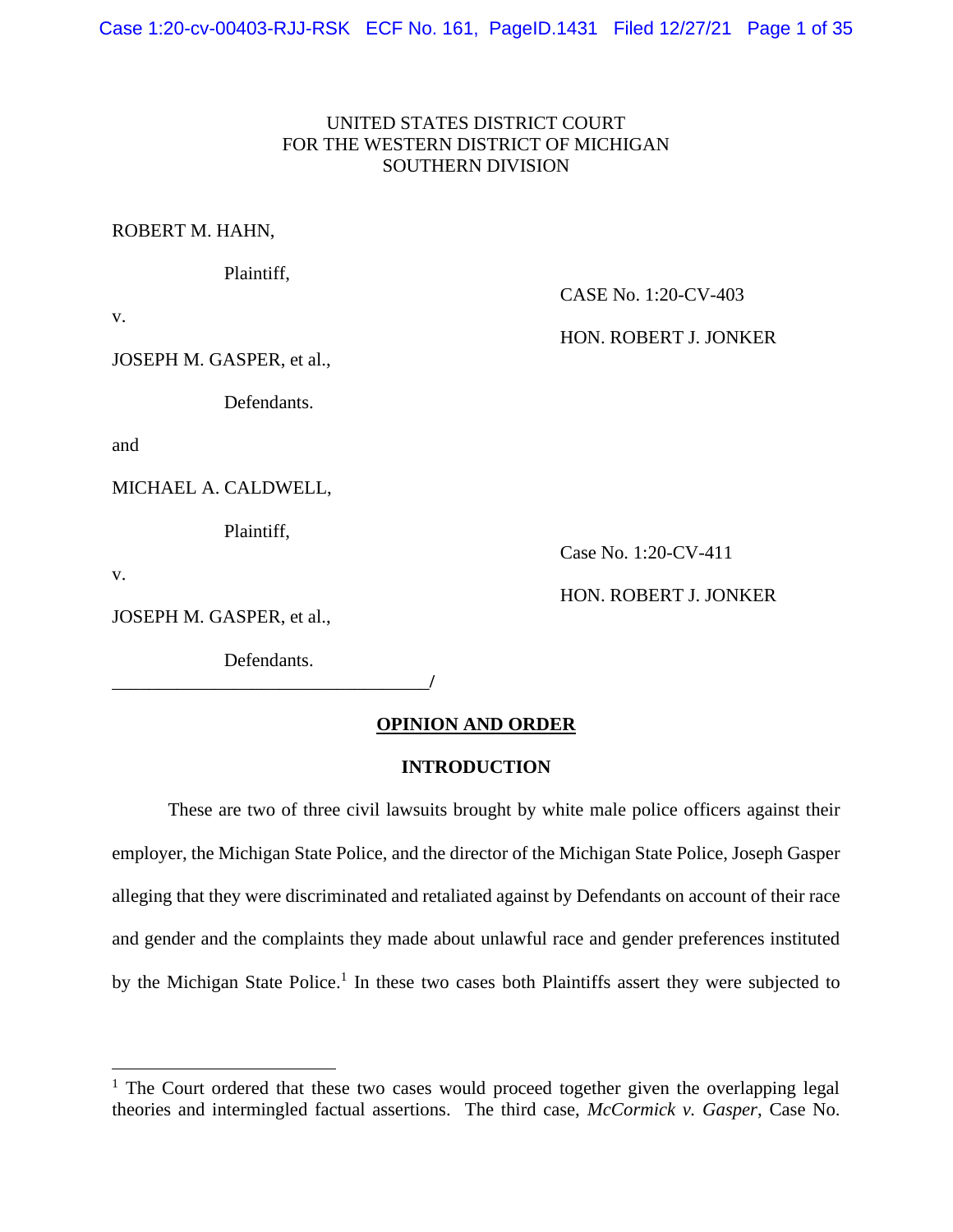UNITED STATES DISTRICT COURT
FOR THE WESTERN DISTRICT OF MICHIGAN
SOUTHERN DIVISION

ROBERT M. HAHN,

Plaintiff,

v.

JOSEPH M. GASPER, et al.,

Defendants.

CASE No. 1:20-CV-403

HON. ROBERT J. JONKER

and

MICHAEL A. CALDWELL,

Plaintiff,

v.

JOSEPH M. GASPER, et al.,

Defendants.

Case No. 1:20-CV-411

HON. ROBERT J. JONKER

\_\_\_\_\_\_\_\_\_\_\_\_\_\_\_\_\_\_\_\_\_\_\_\_\_\_\_\_\_\_\_\_\_\_/

## OPINION AND ORDER

### INTRODUCTION

These are two of three civil lawsuits brought by white male police officers against their employer, the Michigan State Police, and the director of the Michigan State Police, Joseph Gasper alleging that they were discriminated and retaliated against by Defendants on account of their race and gender and the complaints they made about unlawful race and gender preferences instituted by the Michigan State Police.[1] In these two cases both Plaintiffs assert they were subjected to

[1] The Court ordered that these two cases would proceed together given the overlapping legal theories and intermingled factual assertions. The third case, *McCormick v. Gasper*, Case No.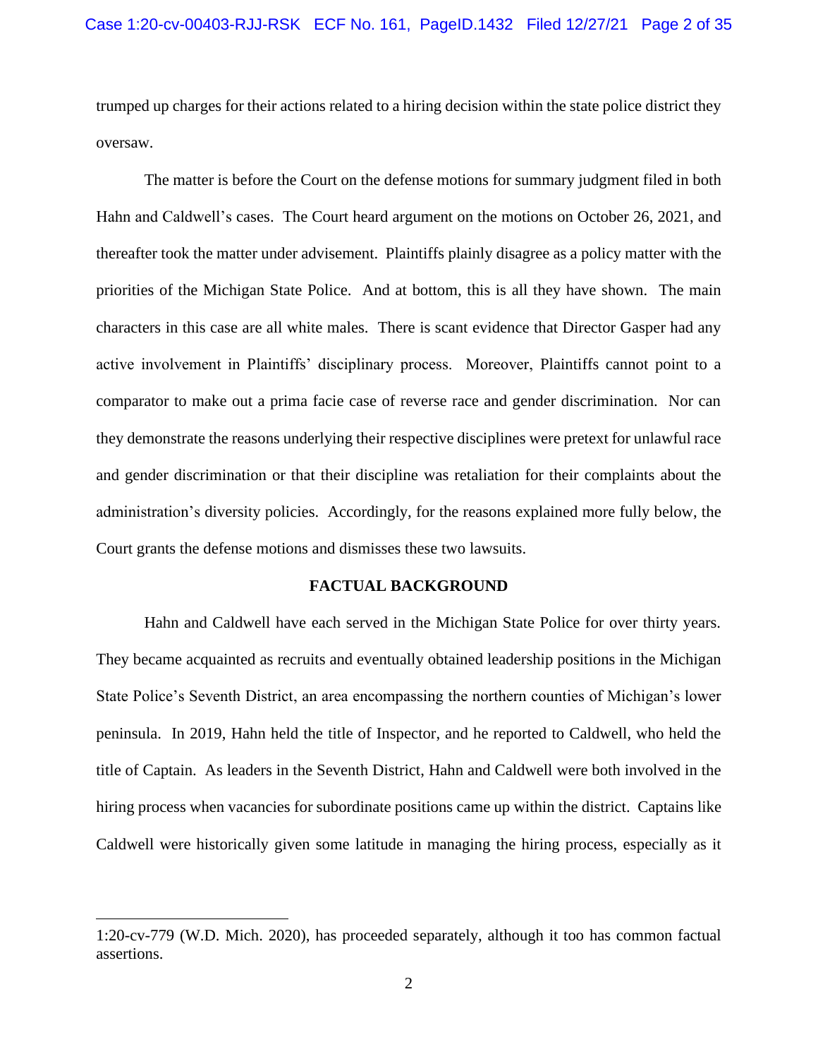trumped up charges for their actions related to a hiring decision within the state police district they oversaw.

The matter is before the Court on the defense motions for summary judgment filed in both Hahn and Caldwell's cases. The Court heard argument on the motions on October 26, 2021, and thereafter took the matter under advisement. Plaintiffs plainly disagree as a policy matter with the priorities of the Michigan State Police. And at bottom, this is all they have shown. The main characters in this case are all white males. There is scant evidence that Director Gasper had any active involvement in Plaintiffs' disciplinary process. Moreover, Plaintiffs cannot point to a comparator to make out a prima facie case of reverse race and gender discrimination. Nor can they demonstrate the reasons underlying their respective disciplines were pretext for unlawful race and gender discrimination or that their discipline was retaliation for their complaints about the administration's diversity policies. Accordingly, for the reasons explained more fully below, the Court grants the defense motions and dismisses these two lawsuits.

**FACTUAL BACKGROUND**

Hahn and Caldwell have each served in the Michigan State Police for over thirty years. They became acquainted as recruits and eventually obtained leadership positions in the Michigan State Police's Seventh District, an area encompassing the northern counties of Michigan's lower peninsula. In 2019, Hahn held the title of Inspector, and he reported to Caldwell, who held the title of Captain. As leaders in the Seventh District, Hahn and Caldwell were both involved in the hiring process when vacancies for subordinate positions came up within the district. Captains like Caldwell were historically given some latitude in managing the hiring process, especially as it

---

1:20-cv-779 (W.D. Mich. 2020), has proceeded separately, although it too has common factual assertions.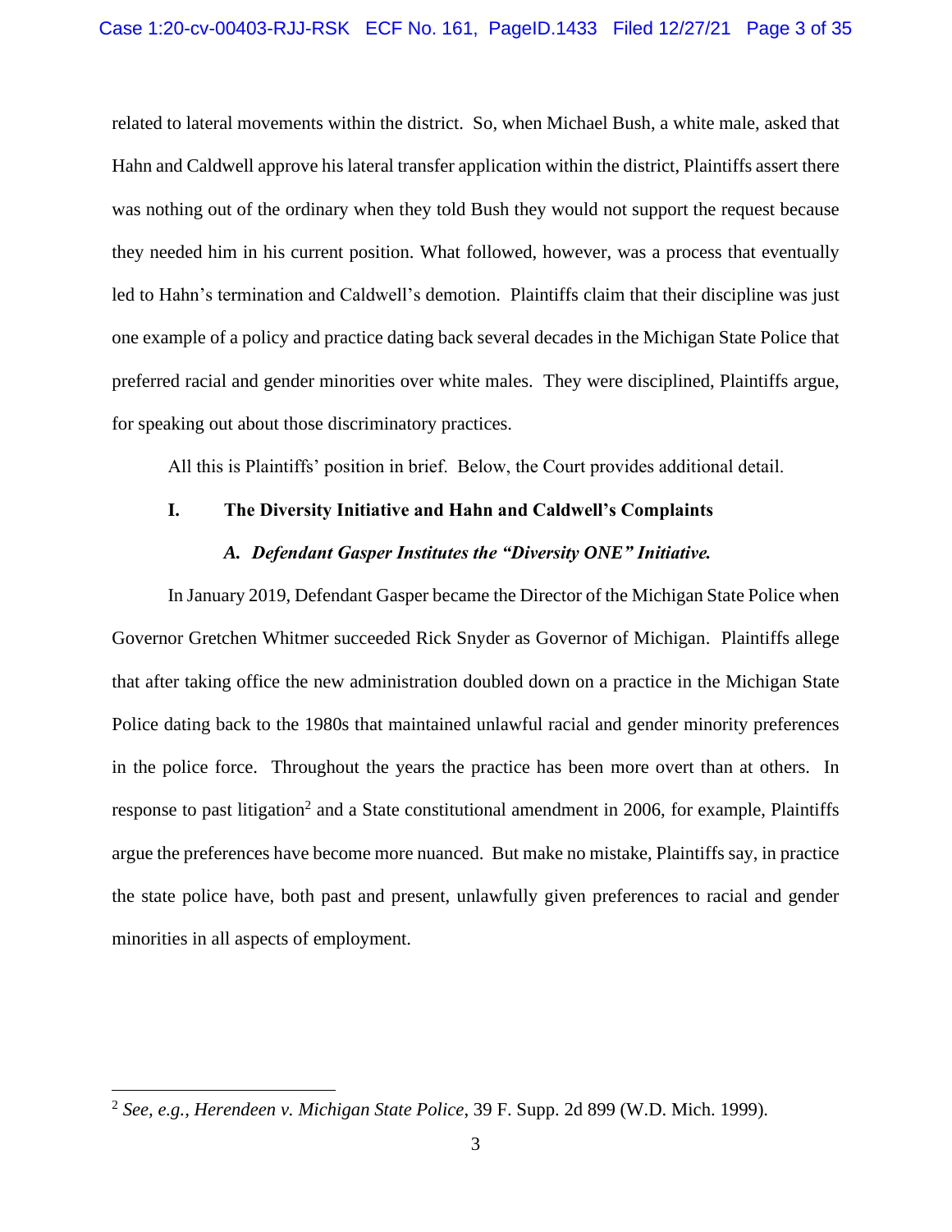related to lateral movements within the district. So, when Michael Bush, a white male, asked that Hahn and Caldwell approve his lateral transfer application within the district, Plaintiffs assert there was nothing out of the ordinary when they told Bush they would not support the request because they needed him in his current position. What followed, however, was a process that eventually led to Hahn's termination and Caldwell's demotion. Plaintiffs claim that their discipline was just one example of a policy and practice dating back several decades in the Michigan State Police that preferred racial and gender minorities over white males. They were disciplined, Plaintiffs argue, for speaking out about those discriminatory practices.

All this is Plaintiffs' position in brief. Below, the Court provides additional detail.

## I. The Diversity Initiative and Hahn and Caldwell's Complaints

### *A. Defendant Gasper Institutes the "Diversity ONE" Initiative.*

In January 2019, Defendant Gasper became the Director of the Michigan State Police when Governor Gretchen Whitmer succeeded Rick Snyder as Governor of Michigan. Plaintiffs allege that after taking office the new administration doubled down on a practice in the Michigan State Police dating back to the 1980s that maintained unlawful racial and gender minority preferences in the police force. Throughout the years the practice has been more overt than at others. In response to past litigation[2] and a State constitutional amendment in 2006, for example, Plaintiffs argue the preferences have become more nuanced. But make no mistake, Plaintiffs say, in practice the state police have, both past and present, unlawfully given preferences to racial and gender minorities in all aspects of employment.

[2] *See, e.g.*, *Herendeen v. Michigan State Police*, 39 F. Supp. 2d 899 (W.D. Mich. 1999).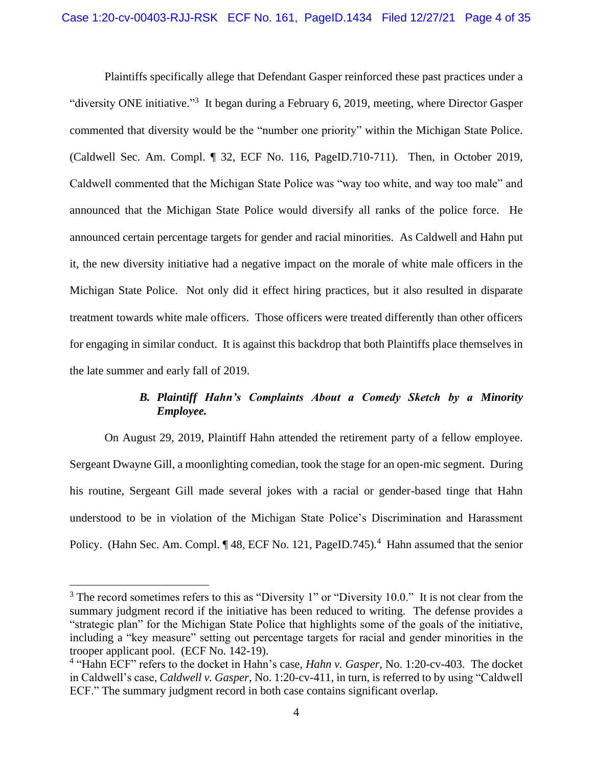Plaintiffs specifically allege that Defendant Gasper reinforced these past practices under a "diversity ONE initiative."[3] It began during a February 6, 2019, meeting, where Director Gasper commented that diversity would be the "number one priority" within the Michigan State Police. (Caldwell Sec. Am. Compl. ¶ 32, ECF No. 116, PageID.710-711). Then, in October 2019, Caldwell commented that the Michigan State Police was "way too white, and way too male" and announced that the Michigan State Police would diversify all ranks of the police force. He announced certain percentage targets for gender and racial minorities. As Caldwell and Hahn put it, the new diversity initiative had a negative impact on the morale of white male officers in the Michigan State Police. Not only did it effect hiring practices, but it also resulted in disparate treatment towards white male officers. Those officers were treated differently than other officers for engaging in similar conduct. It is against this backdrop that both Plaintiffs place themselves in the late summer and early fall of 2019.

### *B. Plaintiff Hahn's Complaints About a Comedy Sketch by a Minority Employee.*

On August 29, 2019, Plaintiff Hahn attended the retirement party of a fellow employee. Sergeant Dwayne Gill, a moonlighting comedian, took the stage for an open-mic segment. During his routine, Sergeant Gill made several jokes with a racial or gender-based tinge that Hahn understood to be in violation of the Michigan State Police's Discrimination and Harassment Policy. (Hahn Sec. Am. Compl. ¶ 48, ECF No. 121, PageID.745).[4] Hahn assumed that the senior

---

[3] The record sometimes refers to this as "Diversity 1" or "Diversity 10.0." It is not clear from the summary judgment record if the initiative has been reduced to writing. The defense provides a "strategic plan" for the Michigan State Police that highlights some of the goals of the initiative, including a "key measure" setting out percentage targets for racial and gender minorities in the trooper applicant pool. (ECF No. 142-19).

[4] "Hahn ECF" refers to the docket in Hahn's case, *Hahn v. Gasper*, No. 1:20-cv-403. The docket in Caldwell's case, *Caldwell v. Gasper*, No. 1:20-cv-411, in turn, is referred to by using "Caldwell ECF." The summary judgment record in both case contains significant overlap.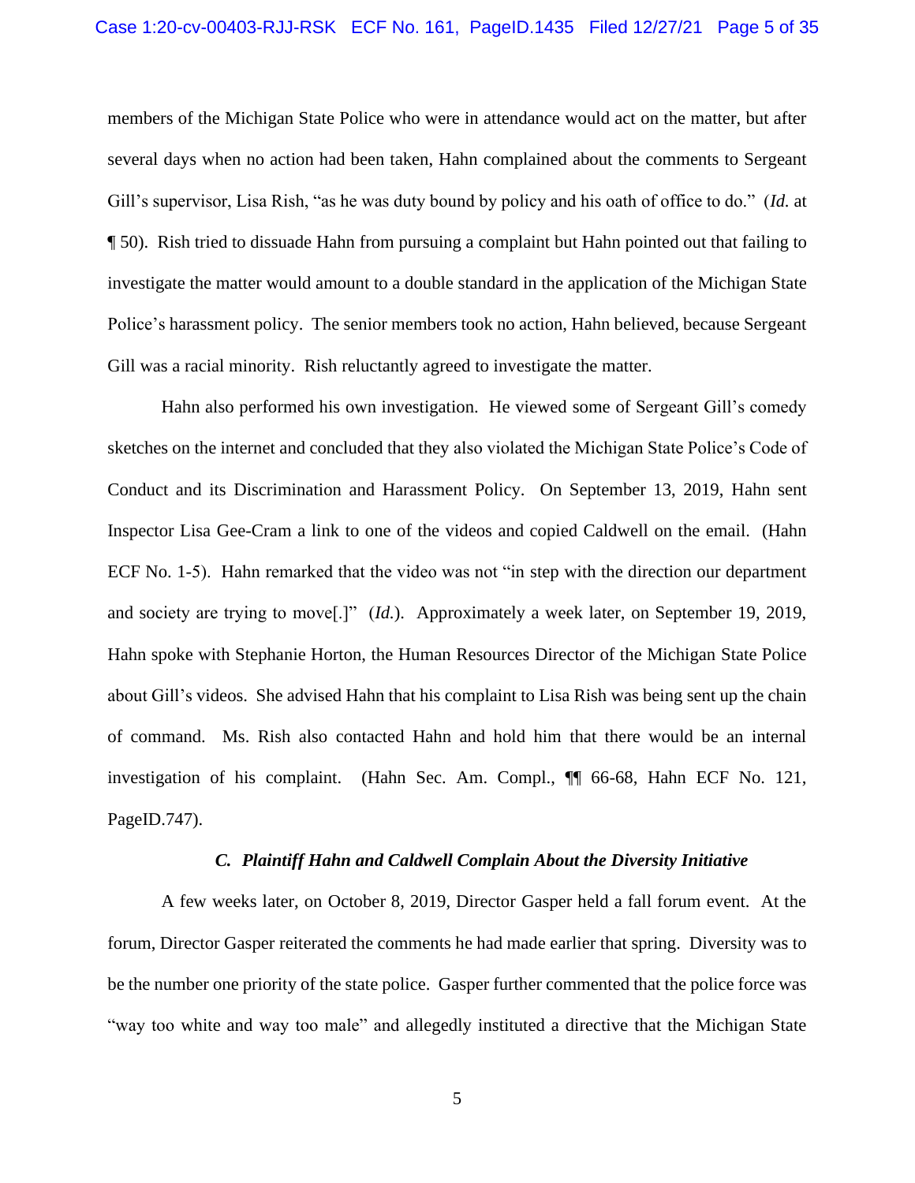members of the Michigan State Police who were in attendance would act on the matter, but after several days when no action had been taken, Hahn complained about the comments to Sergeant Gill's supervisor, Lisa Rish, "as he was duty bound by policy and his oath of office to do." (*Id.* at ¶ 50). Rish tried to dissuade Hahn from pursuing a complaint but Hahn pointed out that failing to investigate the matter would amount to a double standard in the application of the Michigan State Police's harassment policy. The senior members took no action, Hahn believed, because Sergeant Gill was a racial minority. Rish reluctantly agreed to investigate the matter.

Hahn also performed his own investigation. He viewed some of Sergeant Gill's comedy sketches on the internet and concluded that they also violated the Michigan State Police's Code of Conduct and its Discrimination and Harassment Policy. On September 13, 2019, Hahn sent Inspector Lisa Gee-Cram a link to one of the videos and copied Caldwell on the email. (Hahn ECF No. 1-5). Hahn remarked that the video was not "in step with the direction our department and society are trying to move[.]" (*Id.*). Approximately a week later, on September 19, 2019, Hahn spoke with Stephanie Horton, the Human Resources Director of the Michigan State Police about Gill's videos. She advised Hahn that his complaint to Lisa Rish was being sent up the chain of command. Ms. Rish also contacted Hahn and hold him that there would be an internal investigation of his complaint. (Hahn Sec. Am. Compl., ¶¶ 66-68, Hahn ECF No. 121, PageID.747).

### *C. Plaintiff Hahn and Caldwell Complain About the Diversity Initiative*

A few weeks later, on October 8, 2019, Director Gasper held a fall forum event. At the forum, Director Gasper reiterated the comments he had made earlier that spring. Diversity was to be the number one priority of the state police. Gasper further commented that the police force was "way too white and way too male" and allegedly instituted a directive that the Michigan State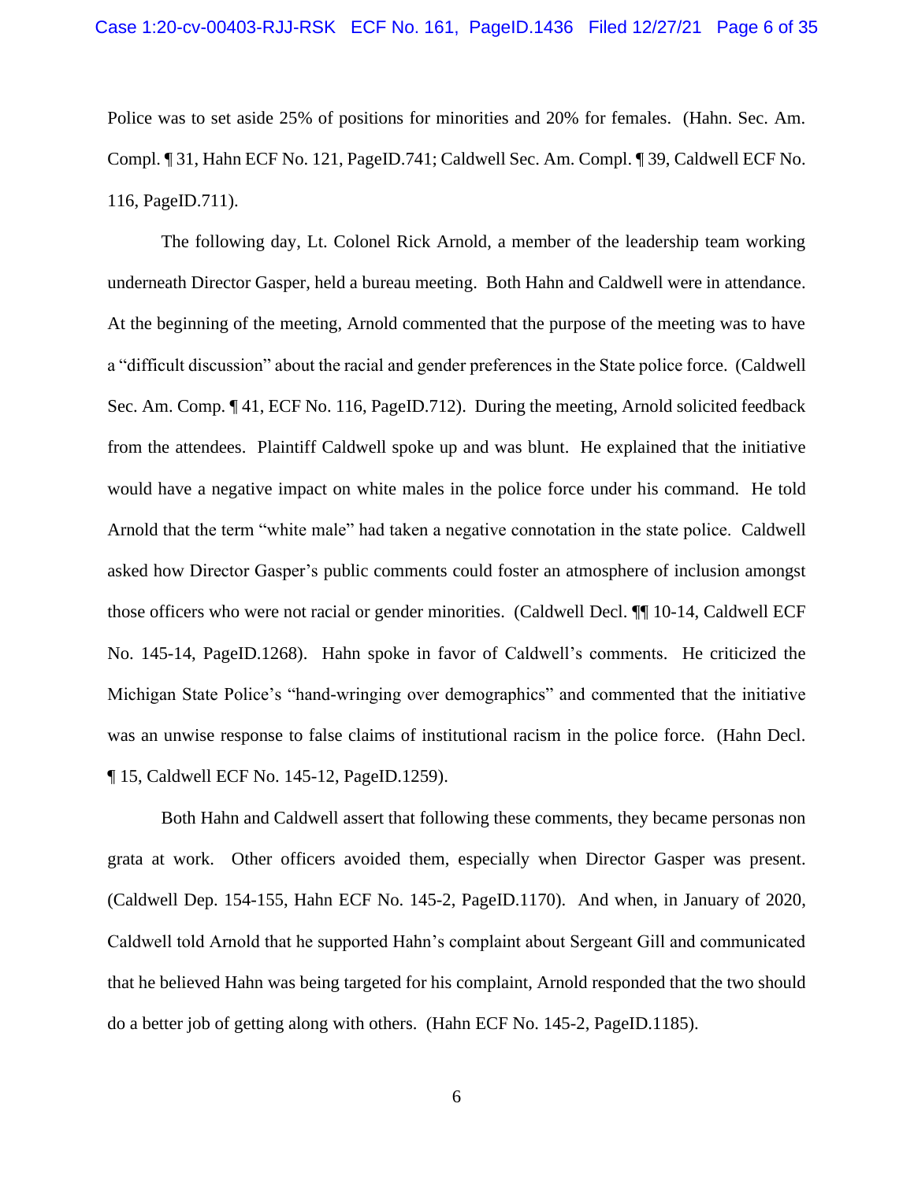Police was to set aside 25% of positions for minorities and 20% for females. (Hahn. Sec. Am. Compl. ¶ 31, Hahn ECF No. 121, PageID.741; Caldwell Sec. Am. Compl. ¶ 39, Caldwell ECF No. 116, PageID.711).

The following day, Lt. Colonel Rick Arnold, a member of the leadership team working underneath Director Gasper, held a bureau meeting. Both Hahn and Caldwell were in attendance. At the beginning of the meeting, Arnold commented that the purpose of the meeting was to have a "difficult discussion" about the racial and gender preferences in the State police force. (Caldwell Sec. Am. Comp. ¶ 41, ECF No. 116, PageID.712). During the meeting, Arnold solicited feedback from the attendees. Plaintiff Caldwell spoke up and was blunt. He explained that the initiative would have a negative impact on white males in the police force under his command. He told Arnold that the term "white male" had taken a negative connotation in the state police. Caldwell asked how Director Gasper's public comments could foster an atmosphere of inclusion amongst those officers who were not racial or gender minorities. (Caldwell Decl. ¶¶ 10-14, Caldwell ECF No. 145-14, PageID.1268). Hahn spoke in favor of Caldwell's comments. He criticized the Michigan State Police's "hand-wringing over demographics" and commented that the initiative was an unwise response to false claims of institutional racism in the police force. (Hahn Decl. ¶ 15, Caldwell ECF No. 145-12, PageID.1259).

Both Hahn and Caldwell assert that following these comments, they became personas non grata at work. Other officers avoided them, especially when Director Gasper was present. (Caldwell Dep. 154-155, Hahn ECF No. 145-2, PageID.1170). And when, in January of 2020, Caldwell told Arnold that he supported Hahn's complaint about Sergeant Gill and communicated that he believed Hahn was being targeted for his complaint, Arnold responded that the two should do a better job of getting along with others. (Hahn ECF No. 145-2, PageID.1185).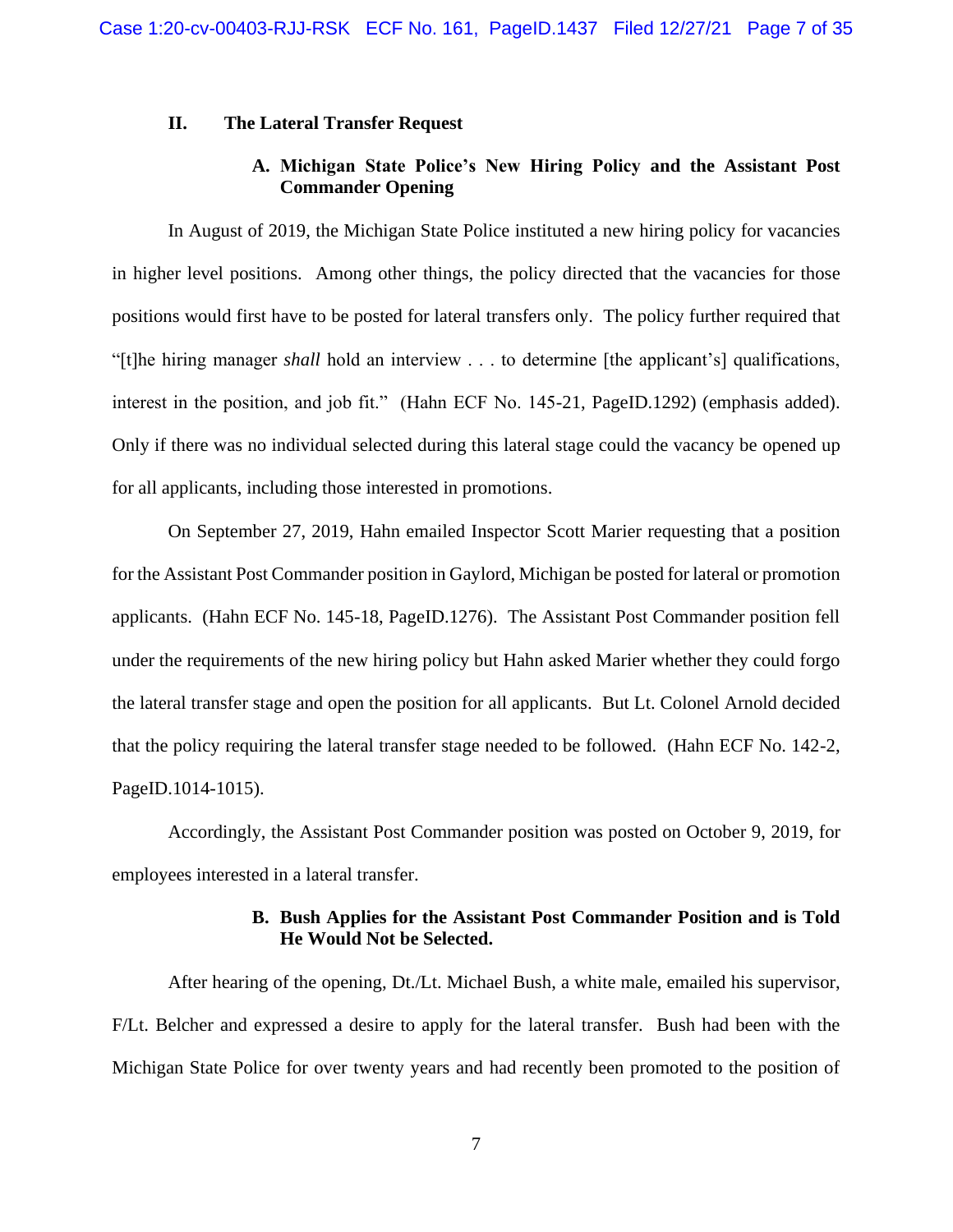## II. The Lateral Transfer Request

### A. Michigan State Police's New Hiring Policy and the Assistant Post Commander Opening

In August of 2019, the Michigan State Police instituted a new hiring policy for vacancies in higher level positions. Among other things, the policy directed that the vacancies for those positions would first have to be posted for lateral transfers only. The policy further required that "[t]he hiring manager *shall* hold an interview . . . to determine [the applicant's] qualifications, interest in the position, and job fit." (Hahn ECF No. 145-21, PageID.1292) (emphasis added). Only if there was no individual selected during this lateral stage could the vacancy be opened up for all applicants, including those interested in promotions.

On September 27, 2019, Hahn emailed Inspector Scott Marier requesting that a position for the Assistant Post Commander position in Gaylord, Michigan be posted for lateral or promotion applicants. (Hahn ECF No. 145-18, PageID.1276). The Assistant Post Commander position fell under the requirements of the new hiring policy but Hahn asked Marier whether they could forgo the lateral transfer stage and open the position for all applicants. But Lt. Colonel Arnold decided that the policy requiring the lateral transfer stage needed to be followed. (Hahn ECF No. 142-2, PageID.1014-1015).

Accordingly, the Assistant Post Commander position was posted on October 9, 2019, for employees interested in a lateral transfer.

### B. Bush Applies for the Assistant Post Commander Position and is Told He Would Not be Selected.

After hearing of the opening, Dt./Lt. Michael Bush, a white male, emailed his supervisor, F/Lt. Belcher and expressed a desire to apply for the lateral transfer. Bush had been with the Michigan State Police for over twenty years and had recently been promoted to the position of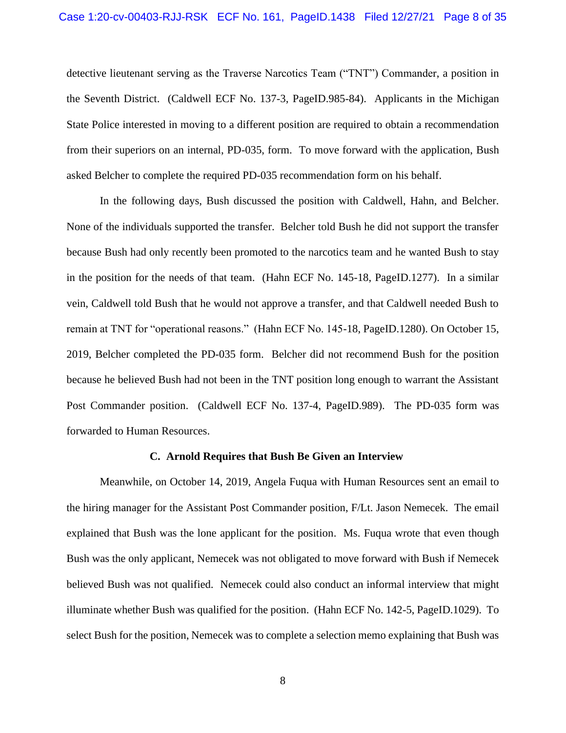detective lieutenant serving as the Traverse Narcotics Team ("TNT") Commander, a position in the Seventh District. (Caldwell ECF No. 137-3, PageID.985-84). Applicants in the Michigan State Police interested in moving to a different position are required to obtain a recommendation from their superiors on an internal, PD-035, form. To move forward with the application, Bush asked Belcher to complete the required PD-035 recommendation form on his behalf.

In the following days, Bush discussed the position with Caldwell, Hahn, and Belcher. None of the individuals supported the transfer. Belcher told Bush he did not support the transfer because Bush had only recently been promoted to the narcotics team and he wanted Bush to stay in the position for the needs of that team. (Hahn ECF No. 145-18, PageID.1277). In a similar vein, Caldwell told Bush that he would not approve a transfer, and that Caldwell needed Bush to remain at TNT for "operational reasons." (Hahn ECF No. 145-18, PageID.1280). On October 15, 2019, Belcher completed the PD-035 form. Belcher did not recommend Bush for the position because he believed Bush had not been in the TNT position long enough to warrant the Assistant Post Commander position. (Caldwell ECF No. 137-4, PageID.989). The PD-035 form was forwarded to Human Resources.

### C. Arnold Requires that Bush Be Given an Interview

Meanwhile, on October 14, 2019, Angela Fuqua with Human Resources sent an email to the hiring manager for the Assistant Post Commander position, F/Lt. Jason Nemecek. The email explained that Bush was the lone applicant for the position. Ms. Fuqua wrote that even though Bush was the only applicant, Nemecek was not obligated to move forward with Bush if Nemecek believed Bush was not qualified. Nemecek could also conduct an informal interview that might illuminate whether Bush was qualified for the position. (Hahn ECF No. 142-5, PageID.1029). To select Bush for the position, Nemecek was to complete a selection memo explaining that Bush was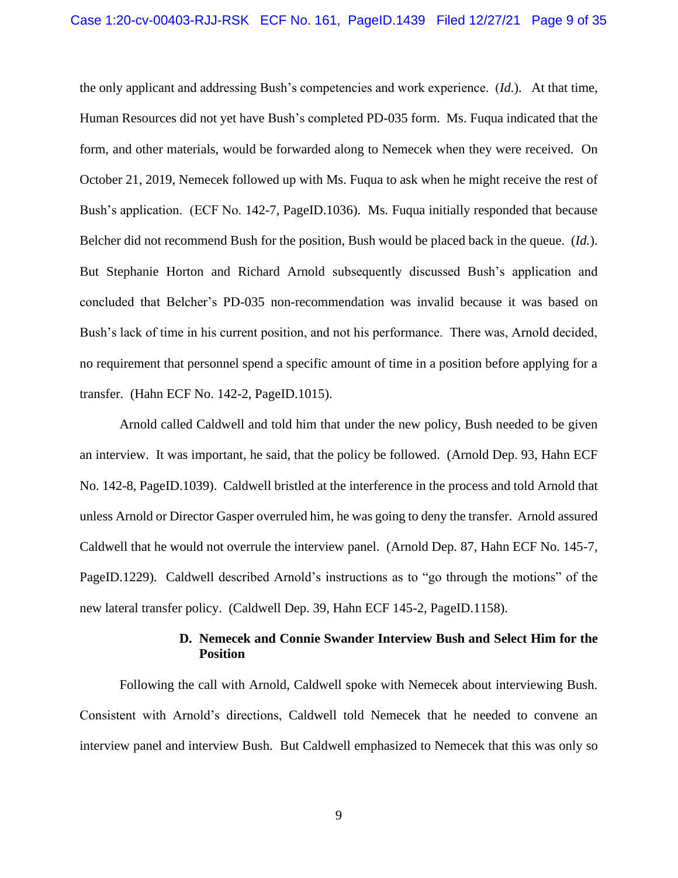the only applicant and addressing Bush's competencies and work experience. (*Id.*). At that time, Human Resources did not yet have Bush's completed PD-035 form. Ms. Fuqua indicated that the form, and other materials, would be forwarded along to Nemecek when they were received. On October 21, 2019, Nemecek followed up with Ms. Fuqua to ask when he might receive the rest of Bush's application. (ECF No. 142-7, PageID.1036). Ms. Fuqua initially responded that because Belcher did not recommend Bush for the position, Bush would be placed back in the queue. (*Id.*). But Stephanie Horton and Richard Arnold subsequently discussed Bush's application and concluded that Belcher's PD-035 non-recommendation was invalid because it was based on Bush's lack of time in his current position, and not his performance. There was, Arnold decided, no requirement that personnel spend a specific amount of time in a position before applying for a transfer. (Hahn ECF No. 142-2, PageID.1015).

Arnold called Caldwell and told him that under the new policy, Bush needed to be given an interview. It was important, he said, that the policy be followed. (Arnold Dep. 93, Hahn ECF No. 142-8, PageID.1039). Caldwell bristled at the interference in the process and told Arnold that unless Arnold or Director Gasper overruled him, he was going to deny the transfer. Arnold assured Caldwell that he would not overrule the interview panel. (Arnold Dep. 87, Hahn ECF No. 145-7, PageID.1229). Caldwell described Arnold's instructions as to "go through the motions" of the new lateral transfer policy. (Caldwell Dep. 39, Hahn ECF 145-2, PageID.1158).

### D. Nemecek and Connie Swander Interview Bush and Select Him for the Position

Following the call with Arnold, Caldwell spoke with Nemecek about interviewing Bush. Consistent with Arnold's directions, Caldwell told Nemecek that he needed to convene an interview panel and interview Bush. But Caldwell emphasized to Nemecek that this was only so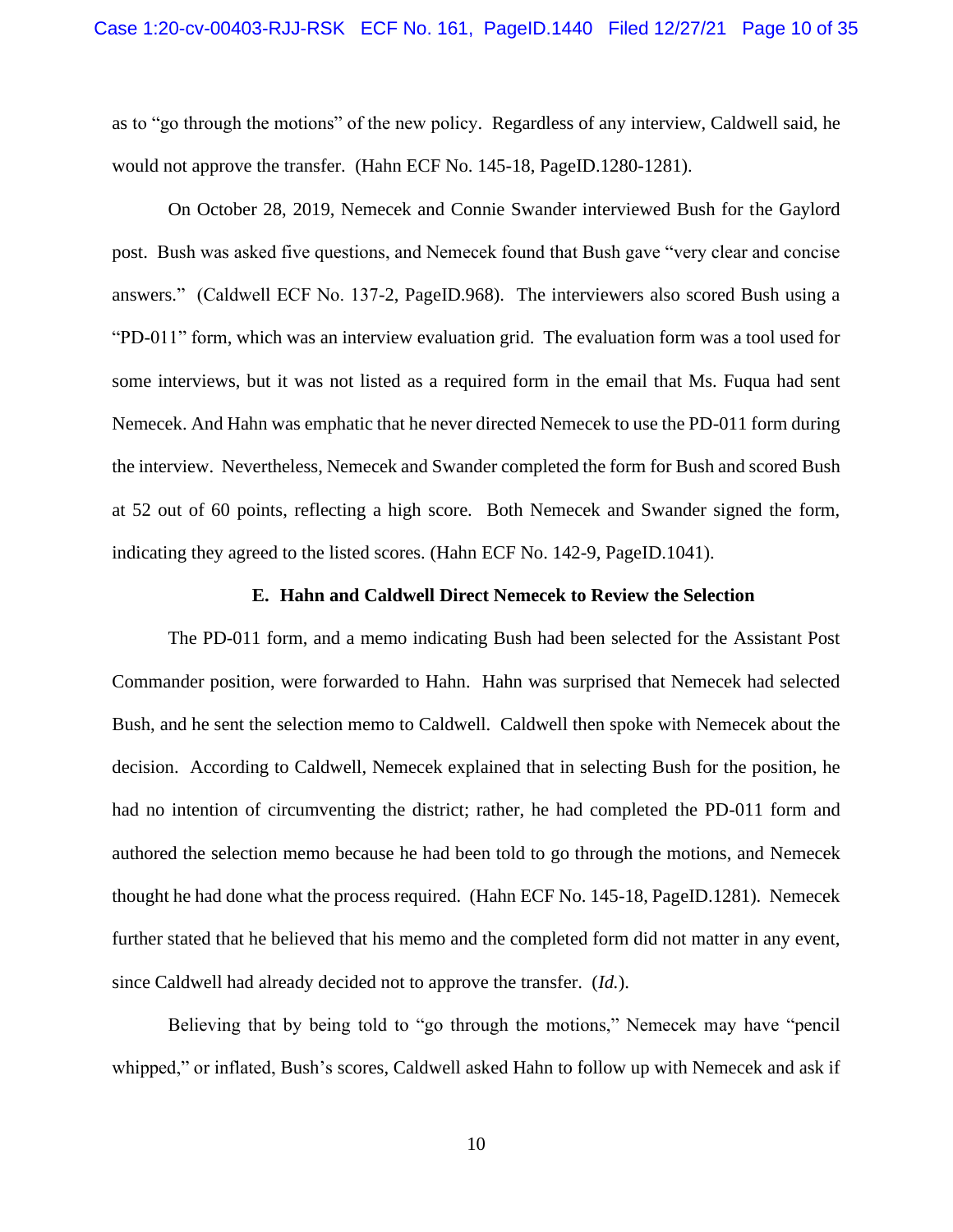as to "go through the motions" of the new policy. Regardless of any interview, Caldwell said, he would not approve the transfer. (Hahn ECF No. 145-18, PageID.1280-1281).

On October 28, 2019, Nemecek and Connie Swander interviewed Bush for the Gaylord post. Bush was asked five questions, and Nemecek found that Bush gave "very clear and concise answers." (Caldwell ECF No. 137-2, PageID.968). The interviewers also scored Bush using a "PD-011" form, which was an interview evaluation grid. The evaluation form was a tool used for some interviews, but it was not listed as a required form in the email that Ms. Fuqua had sent Nemecek. And Hahn was emphatic that he never directed Nemecek to use the PD-011 form during the interview. Nevertheless, Nemecek and Swander completed the form for Bush and scored Bush at 52 out of 60 points, reflecting a high score. Both Nemecek and Swander signed the form, indicating they agreed to the listed scores. (Hahn ECF No. 142-9, PageID.1041).

### E. Hahn and Caldwell Direct Nemecek to Review the Selection

The PD-011 form, and a memo indicating Bush had been selected for the Assistant Post Commander position, were forwarded to Hahn. Hahn was surprised that Nemecek had selected Bush, and he sent the selection memo to Caldwell. Caldwell then spoke with Nemecek about the decision. According to Caldwell, Nemecek explained that in selecting Bush for the position, he had no intention of circumventing the district; rather, he had completed the PD-011 form and authored the selection memo because he had been told to go through the motions, and Nemecek thought he had done what the process required. (Hahn ECF No. 145-18, PageID.1281). Nemecek further stated that he believed that his memo and the completed form did not matter in any event, since Caldwell had already decided not to approve the transfer. (*Id.*).

Believing that by being told to "go through the motions," Nemecek may have "pencil whipped," or inflated, Bush's scores, Caldwell asked Hahn to follow up with Nemecek and ask if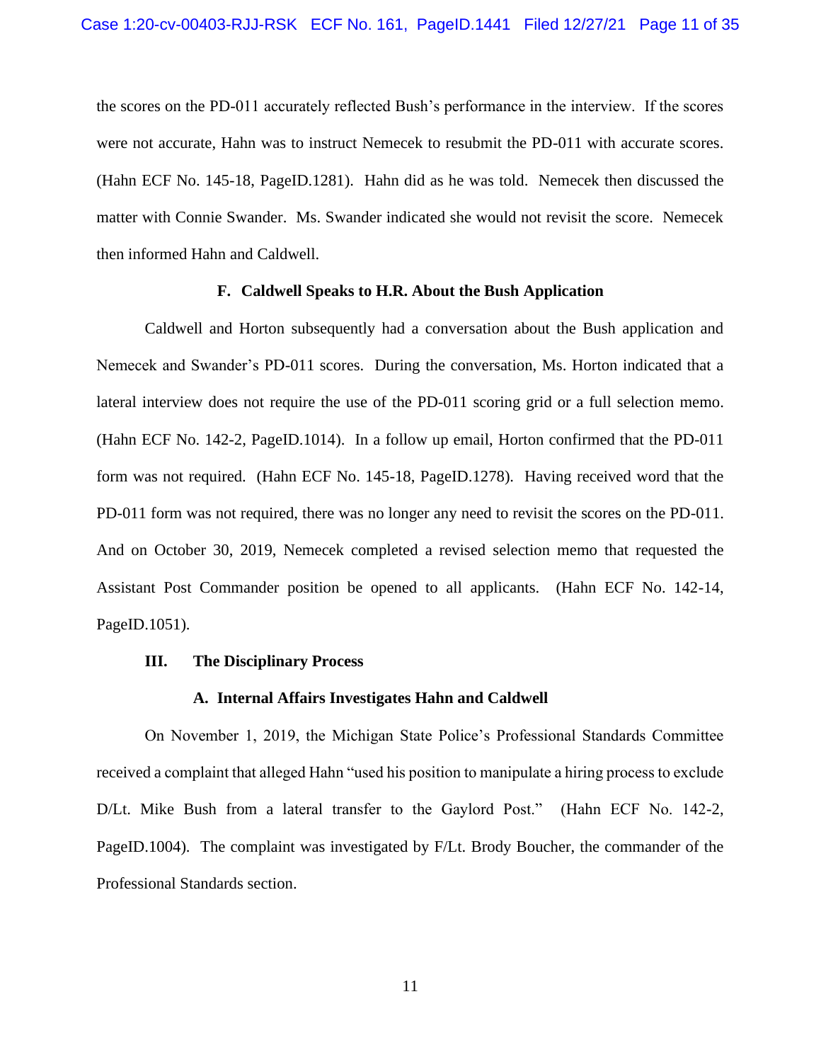the scores on the PD-011 accurately reflected Bush's performance in the interview. If the scores were not accurate, Hahn was to instruct Nemecek to resubmit the PD-011 with accurate scores. (Hahn ECF No. 145-18, PageID.1281). Hahn did as he was told. Nemecek then discussed the matter with Connie Swander. Ms. Swander indicated she would not revisit the score. Nemecek then informed Hahn and Caldwell.

#### F. Caldwell Speaks to H.R. About the Bush Application

Caldwell and Horton subsequently had a conversation about the Bush application and Nemecek and Swander's PD-011 scores. During the conversation, Ms. Horton indicated that a lateral interview does not require the use of the PD-011 scoring grid or a full selection memo. (Hahn ECF No. 142-2, PageID.1014). In a follow up email, Horton confirmed that the PD-011 form was not required. (Hahn ECF No. 145-18, PageID.1278). Having received word that the PD-011 form was not required, there was no longer any need to revisit the scores on the PD-011. And on October 30, 2019, Nemecek completed a revised selection memo that requested the Assistant Post Commander position be opened to all applicants. (Hahn ECF No. 142-14, PageID.1051).

### III. The Disciplinary Process

#### A. Internal Affairs Investigates Hahn and Caldwell

On November 1, 2019, the Michigan State Police's Professional Standards Committee received a complaint that alleged Hahn "used his position to manipulate a hiring process to exclude D/Lt. Mike Bush from a lateral transfer to the Gaylord Post." (Hahn ECF No. 142-2, PageID.1004). The complaint was investigated by F/Lt. Brody Boucher, the commander of the Professional Standards section.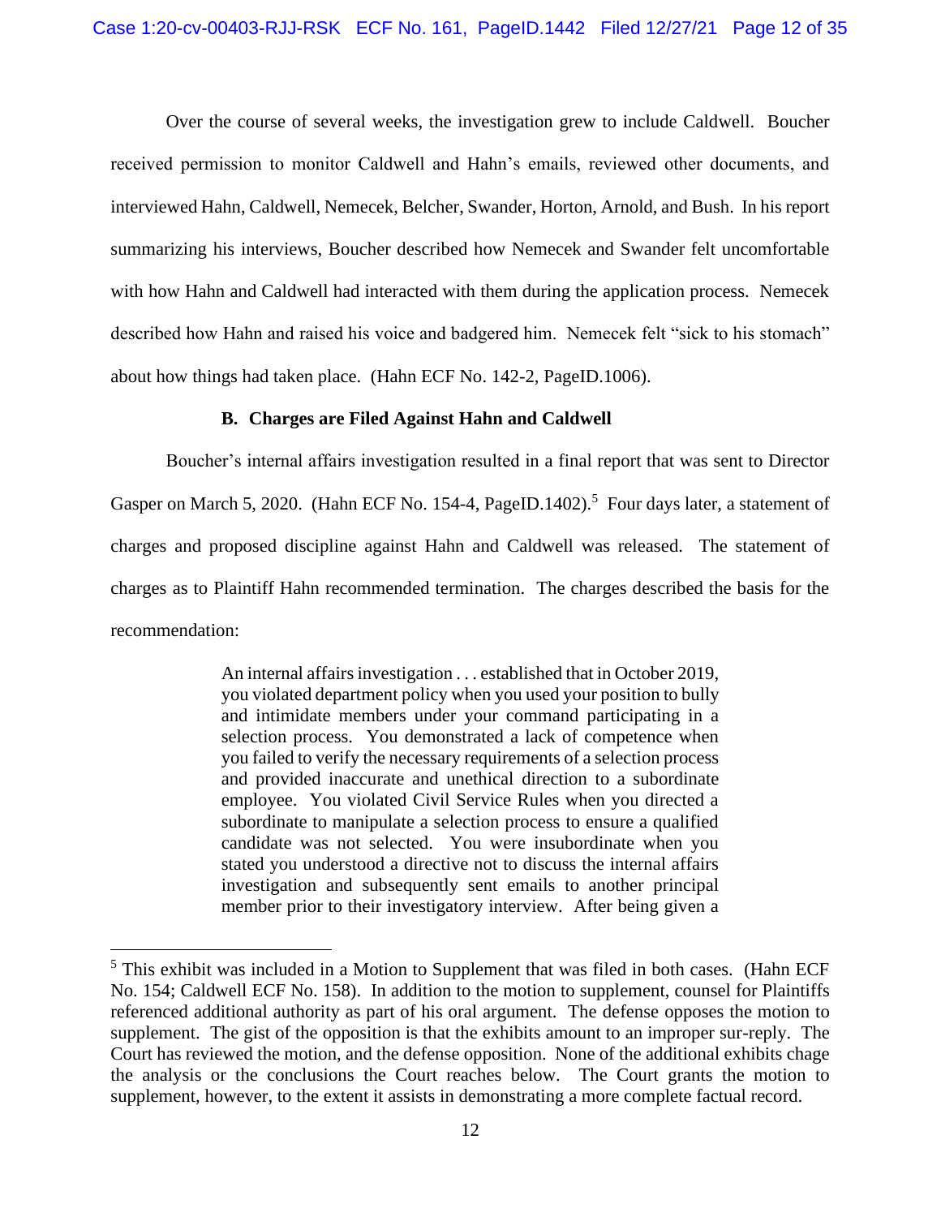Over the course of several weeks, the investigation grew to include Caldwell. Boucher received permission to monitor Caldwell and Hahn's emails, reviewed other documents, and interviewed Hahn, Caldwell, Nemecek, Belcher, Swander, Horton, Arnold, and Bush. In his report summarizing his interviews, Boucher described how Nemecek and Swander felt uncomfortable with how Hahn and Caldwell had interacted with them during the application process. Nemecek described how Hahn and raised his voice and badgered him. Nemecek felt "sick to his stomach" about how things had taken place. (Hahn ECF No. 142-2, PageID.1006).

### B. Charges are Filed Against Hahn and Caldwell

Boucher's internal affairs investigation resulted in a final report that was sent to Director Gasper on March 5, 2020. (Hahn ECF No. 154-4, PageID.1402).[5] Four days later, a statement of charges and proposed discipline against Hahn and Caldwell was released. The statement of charges as to Plaintiff Hahn recommended termination. The charges described the basis for the recommendation:

> An internal affairs investigation . . . established that in October 2019, you violated department policy when you used your position to bully and intimidate members under your command participating in a selection process. You demonstrated a lack of competence when you failed to verify the necessary requirements of a selection process and provided inaccurate and unethical direction to a subordinate employee. You violated Civil Service Rules when you directed a subordinate to manipulate a selection process to ensure a qualified candidate was not selected. You were insubordinate when you stated you understood a directive not to discuss the internal affairs investigation and subsequently sent emails to another principal member prior to their investigatory interview. After being given a

[5] This exhibit was included in a Motion to Supplement that was filed in both cases. (Hahn ECF No. 154; Caldwell ECF No. 158). In addition to the motion to supplement, counsel for Plaintiffs referenced additional authority as part of his oral argument. The defense opposes the motion to supplement. The gist of the opposition is that the exhibits amount to an improper sur-reply. The Court has reviewed the motion, and the defense opposition. None of the additional exhibits chage the analysis or the conclusions the Court reaches below. The Court grants the motion to supplement, however, to the extent it assists in demonstrating a more complete factual record.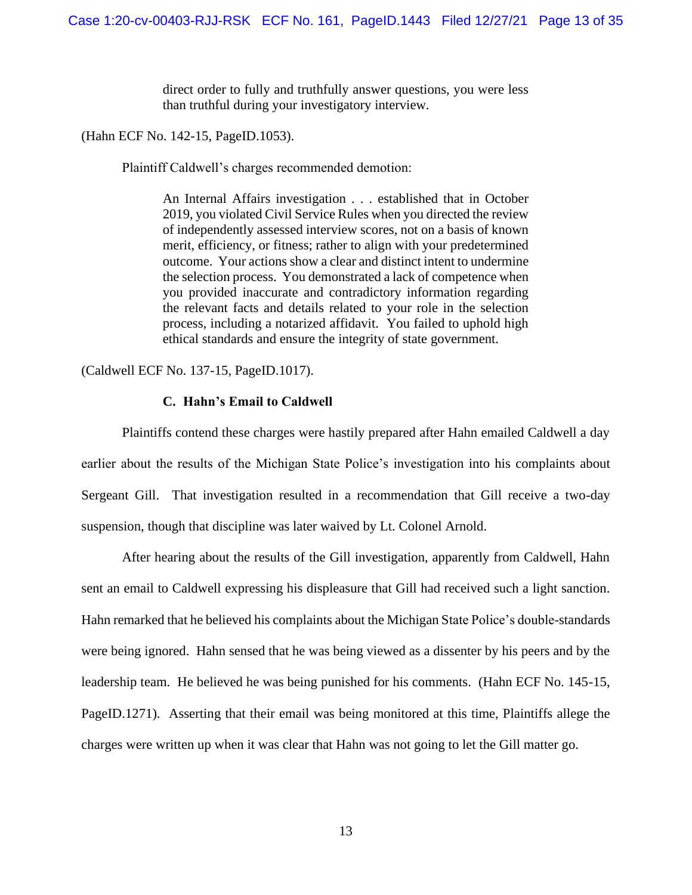> direct order to fully and truthfully answer questions, you were less than truthful during your investigatory interview.

(Hahn ECF No. 142-15, PageID.1053).

Plaintiff Caldwell's charges recommended demotion:

> An Internal Affairs investigation . . . established that in October 2019, you violated Civil Service Rules when you directed the review of independently assessed interview scores, not on a basis of known merit, efficiency, or fitness; rather to align with your predetermined outcome. Your actions show a clear and distinct intent to undermine the selection process. You demonstrated a lack of competence when you provided inaccurate and contradictory information regarding the relevant facts and details related to your role in the selection process, including a notarized affidavit. You failed to uphold high ethical standards and ensure the integrity of state government.

(Caldwell ECF No. 137-15, PageID.1017).

### C. Hahn's Email to Caldwell

Plaintiffs contend these charges were hastily prepared after Hahn emailed Caldwell a day earlier about the results of the Michigan State Police's investigation into his complaints about Sergeant Gill. That investigation resulted in a recommendation that Gill receive a two-day suspension, though that discipline was later waived by Lt. Colonel Arnold.

After hearing about the results of the Gill investigation, apparently from Caldwell, Hahn sent an email to Caldwell expressing his displeasure that Gill had received such a light sanction. Hahn remarked that he believed his complaints about the Michigan State Police's double-standards were being ignored. Hahn sensed that he was being viewed as a dissenter by his peers and by the leadership team. He believed he was being punished for his comments. (Hahn ECF No. 145-15, PageID.1271). Asserting that their email was being monitored at this time, Plaintiffs allege the charges were written up when it was clear that Hahn was not going to let the Gill matter go.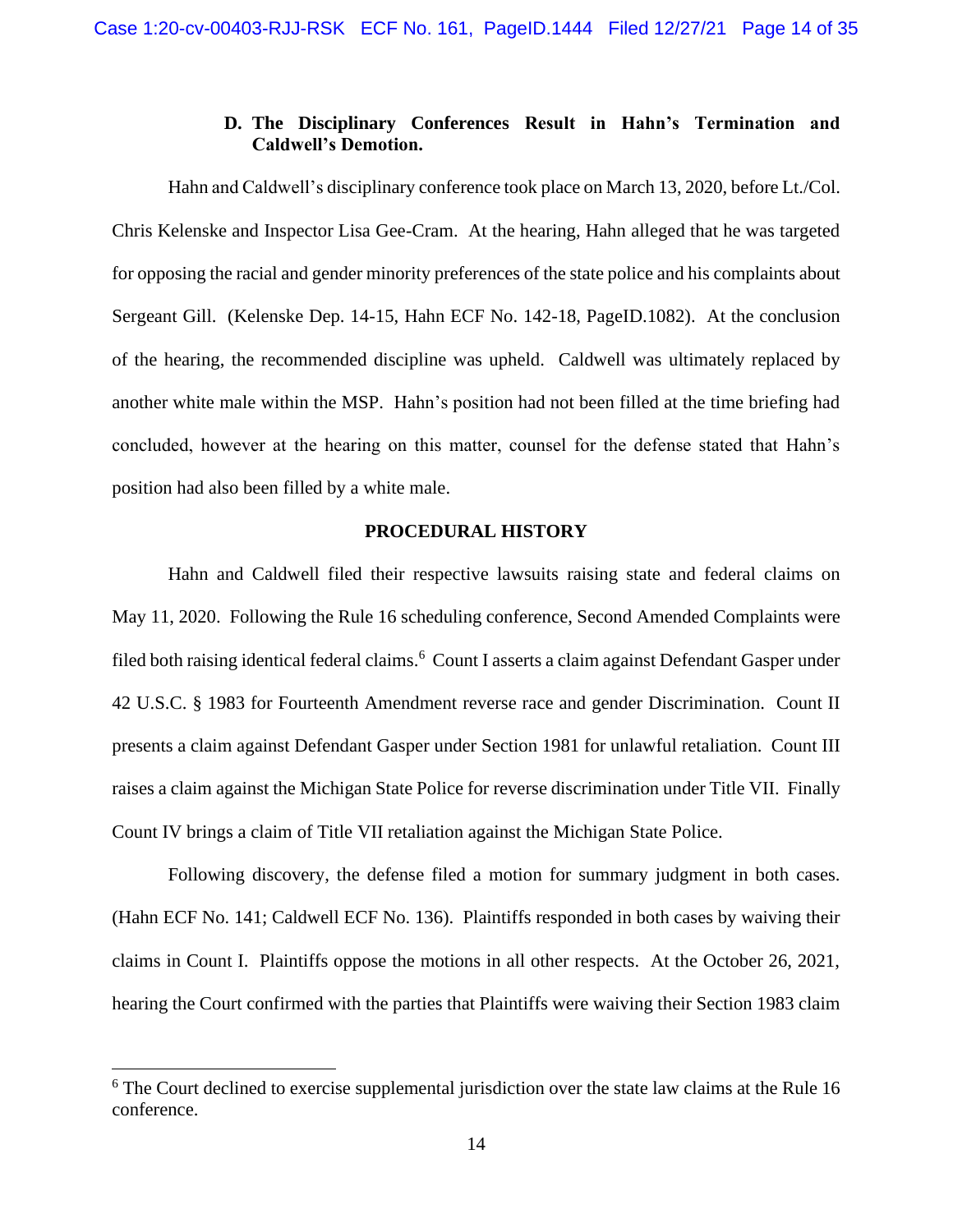### D. The Disciplinary Conferences Result in Hahn's Termination and Caldwell's Demotion.

Hahn and Caldwell's disciplinary conference took place on March 13, 2020, before Lt./Col. Chris Kelenske and Inspector Lisa Gee-Cram. At the hearing, Hahn alleged that he was targeted for opposing the racial and gender minority preferences of the state police and his complaints about Sergeant Gill. (Kelenske Dep. 14-15, Hahn ECF No. 142-18, PageID.1082). At the conclusion of the hearing, the recommended discipline was upheld. Caldwell was ultimately replaced by another white male within the MSP. Hahn's position had not been filled at the time briefing had concluded, however at the hearing on this matter, counsel for the defense stated that Hahn's position had also been filled by a white male.

## PROCEDURAL HISTORY

Hahn and Caldwell filed their respective lawsuits raising state and federal claims on May 11, 2020. Following the Rule 16 scheduling conference, Second Amended Complaints were filed both raising identical federal claims.[6] Count I asserts a claim against Defendant Gasper under 42 U.S.C. § 1983 for Fourteenth Amendment reverse race and gender Discrimination. Count II presents a claim against Defendant Gasper under Section 1981 for unlawful retaliation. Count III raises a claim against the Michigan State Police for reverse discrimination under Title VII. Finally Count IV brings a claim of Title VII retaliation against the Michigan State Police.

Following discovery, the defense filed a motion for summary judgment in both cases. (Hahn ECF No. 141; Caldwell ECF No. 136). Plaintiffs responded in both cases by waiving their claims in Count I. Plaintiffs oppose the motions in all other respects. At the October 26, 2021, hearing the Court confirmed with the parties that Plaintiffs were waiving their Section 1983 claim

[6] The Court declined to exercise supplemental jurisdiction over the state law claims at the Rule 16 conference.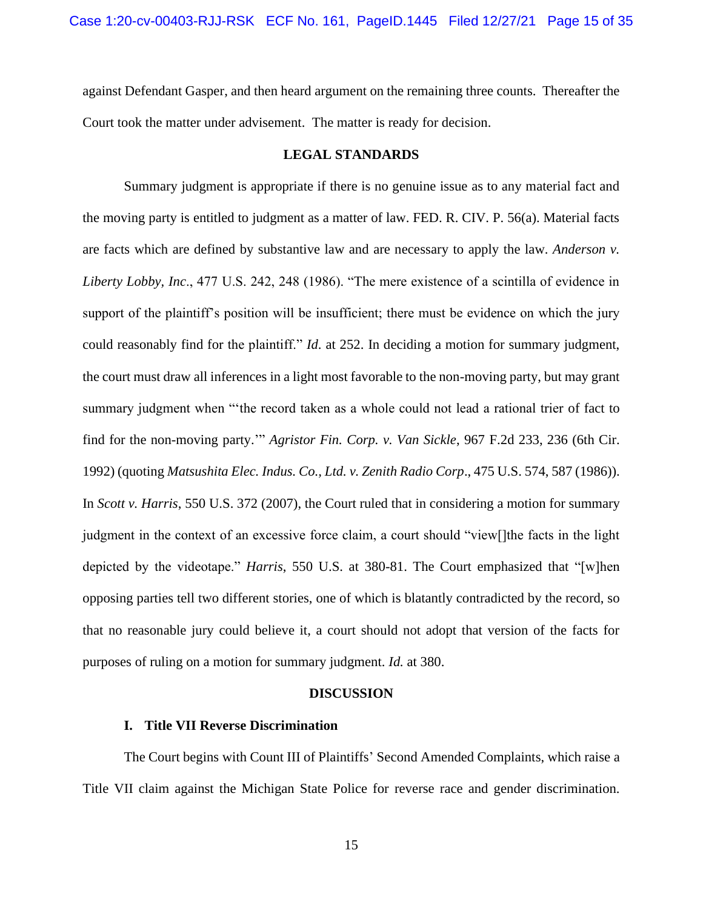against Defendant Gasper, and then heard argument on the remaining three counts. Thereafter the Court took the matter under advisement. The matter is ready for decision.

## LEGAL STANDARDS

Summary judgment is appropriate if there is no genuine issue as to any material fact and the moving party is entitled to judgment as a matter of law. FED. R. CIV. P. 56(a). Material facts are facts which are defined by substantive law and are necessary to apply the law. *Anderson v. Liberty Lobby, Inc*., 477 U.S. 242, 248 (1986). "The mere existence of a scintilla of evidence in support of the plaintiff's position will be insufficient; there must be evidence on which the jury could reasonably find for the plaintiff." *Id*. at 252. In deciding a motion for summary judgment, the court must draw all inferences in a light most favorable to the non-moving party, but may grant summary judgment when "'the record taken as a whole could not lead a rational trier of fact to find for the non-moving party.'" *Agristor Fin. Corp. v. Van Sickle*, 967 F.2d 233, 236 (6th Cir. 1992) (quoting *Matsushita Elec. Indus. Co., Ltd. v. Zenith Radio Corp*., 475 U.S. 574, 587 (1986)). In *Scott v. Harris*, 550 U.S. 372 (2007), the Court ruled that in considering a motion for summary judgment in the context of an excessive force claim, a court should "view[]the facts in the light depicted by the videotape." *Harris*, 550 U.S. at 380-81. The Court emphasized that "[w]hen opposing parties tell two different stories, one of which is blatantly contradicted by the record, so that no reasonable jury could believe it, a court should not adopt that version of the facts for purposes of ruling on a motion for summary judgment. *Id.* at 380.

## DISCUSSION

### I. Title VII Reverse Discrimination

The Court begins with Count III of Plaintiffs' Second Amended Complaints, which raise a Title VII claim against the Michigan State Police for reverse race and gender discrimination.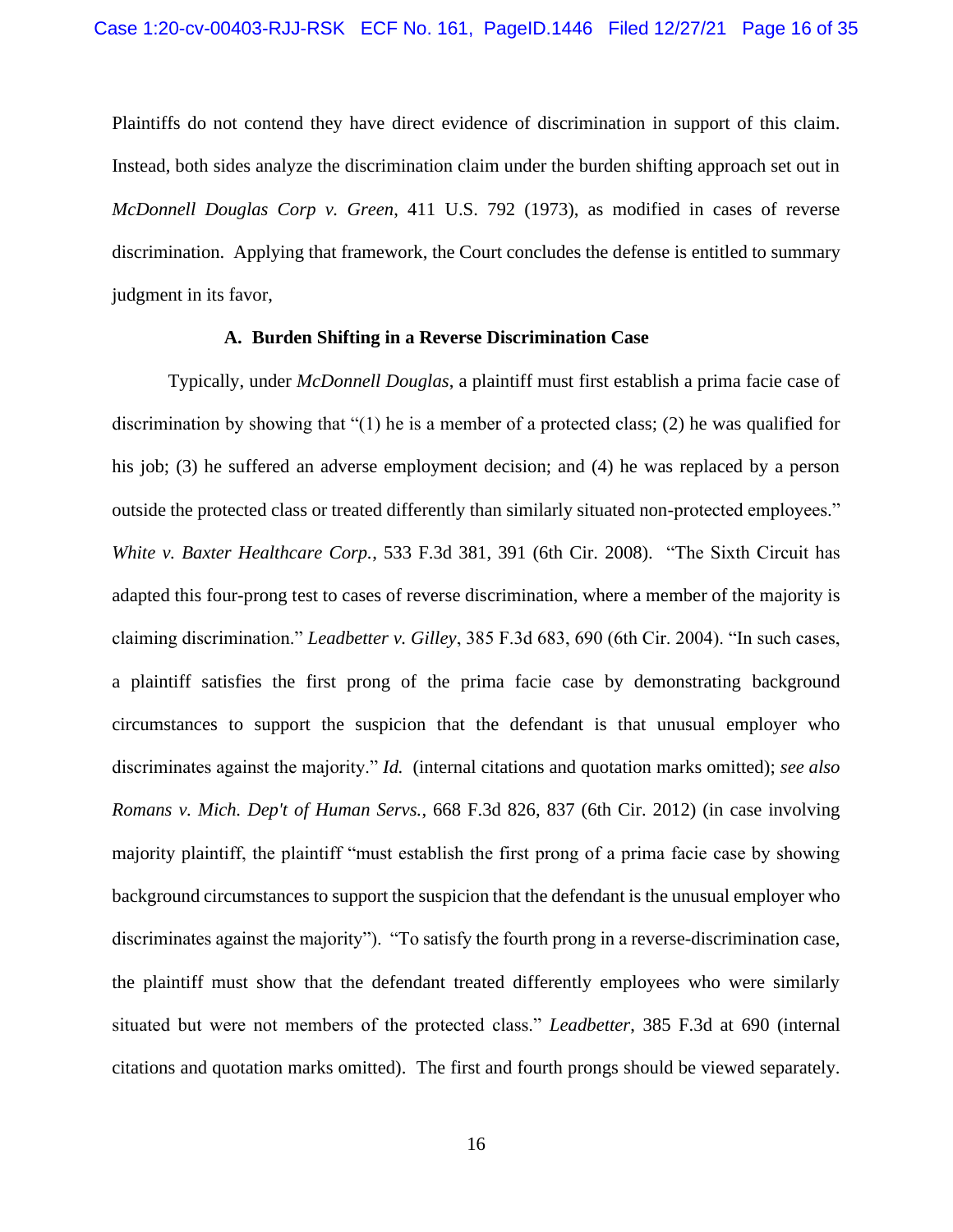Plaintiffs do not contend they have direct evidence of discrimination in support of this claim. Instead, both sides analyze the discrimination claim under the burden shifting approach set out in *McDonnell Douglas Corp v. Green*, 411 U.S. 792 (1973), as modified in cases of reverse discrimination. Applying that framework, the Court concludes the defense is entitled to summary judgment in its favor,

### A. Burden Shifting in a Reverse Discrimination Case

Typically, under *McDonnell Douglas*, a plaintiff must first establish a prima facie case of discrimination by showing that "(1) he is a member of a protected class; (2) he was qualified for his job; (3) he suffered an adverse employment decision; and (4) he was replaced by a person outside the protected class or treated differently than similarly situated non-protected employees." *White v. Baxter Healthcare Corp.*, 533 F.3d 381, 391 (6th Cir. 2008). "The Sixth Circuit has adapted this four-prong test to cases of reverse discrimination, where a member of the majority is claiming discrimination." *Leadbetter v. Gilley*, 385 F.3d 683, 690 (6th Cir. 2004). "In such cases, a plaintiff satisfies the first prong of the prima facie case by demonstrating background circumstances to support the suspicion that the defendant is that unusual employer who discriminates against the majority." *Id.* (internal citations and quotation marks omitted); *see also Romans v. Mich. Dep't of Human Servs.*, 668 F.3d 826, 837 (6th Cir. 2012) (in case involving majority plaintiff, the plaintiff "must establish the first prong of a prima facie case by showing background circumstances to support the suspicion that the defendant is the unusual employer who discriminates against the majority"). "To satisfy the fourth prong in a reverse-discrimination case, the plaintiff must show that the defendant treated differently employees who were similarly situated but were not members of the protected class." *Leadbetter*, 385 F.3d at 690 (internal citations and quotation marks omitted). The first and fourth prongs should be viewed separately.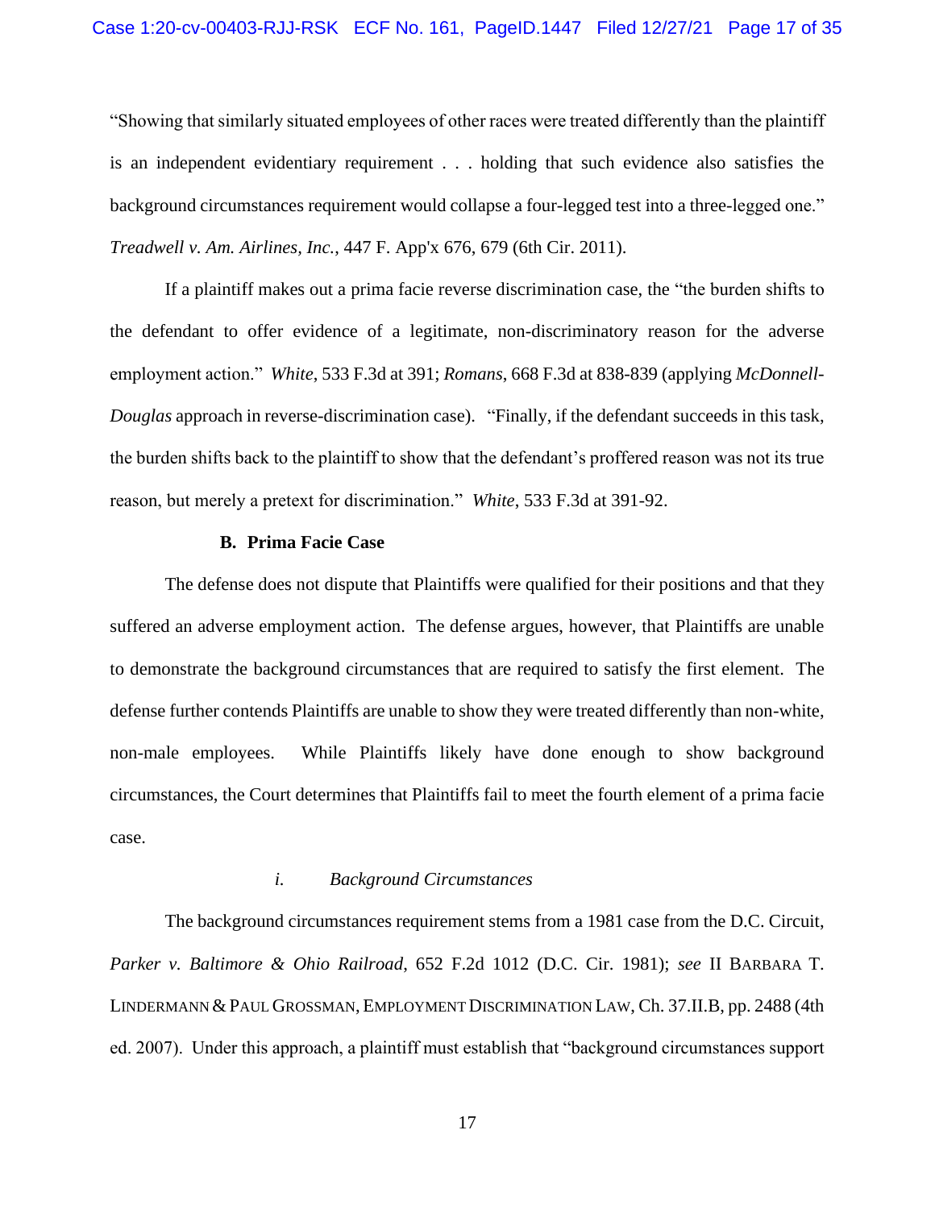"Showing that similarly situated employees of other races were treated differently than the plaintiff is an independent evidentiary requirement . . . holding that such evidence also satisfies the background circumstances requirement would collapse a four-legged test into a three-legged one." *Treadwell v. Am. Airlines, Inc.*, 447 F. App'x 676, 679 (6th Cir. 2011).

If a plaintiff makes out a prima facie reverse discrimination case, the "the burden shifts to the defendant to offer evidence of a legitimate, non-discriminatory reason for the adverse employment action." *White*, 533 F.3d at 391; *Romans*, 668 F.3d at 838-839 (applying *McDonnell-Douglas* approach in reverse-discrimination case). "Finally, if the defendant succeeds in this task, the burden shifts back to the plaintiff to show that the defendant's proffered reason was not its true reason, but merely a pretext for discrimination." *White*, 533 F.3d at 391-92.

### B. Prima Facie Case

The defense does not dispute that Plaintiffs were qualified for their positions and that they suffered an adverse employment action. The defense argues, however, that Plaintiffs are unable to demonstrate the background circumstances that are required to satisfy the first element. The defense further contends Plaintiffs are unable to show they were treated differently than non-white, non-male employees. While Plaintiffs likely have done enough to show background circumstances, the Court determines that Plaintiffs fail to meet the fourth element of a prima facie case.

#### *i. Background Circumstances*

The background circumstances requirement stems from a 1981 case from the D.C. Circuit, *Parker v. Baltimore & Ohio Railroad*, 652 F.2d 1012 (D.C. Cir. 1981); *see* II BARBARA T. LINDERMANN & PAUL GROSSMAN, EMPLOYMENT DISCRIMINATION LAW, Ch. 37.II.B, pp. 2488 (4th ed. 2007). Under this approach, a plaintiff must establish that "background circumstances support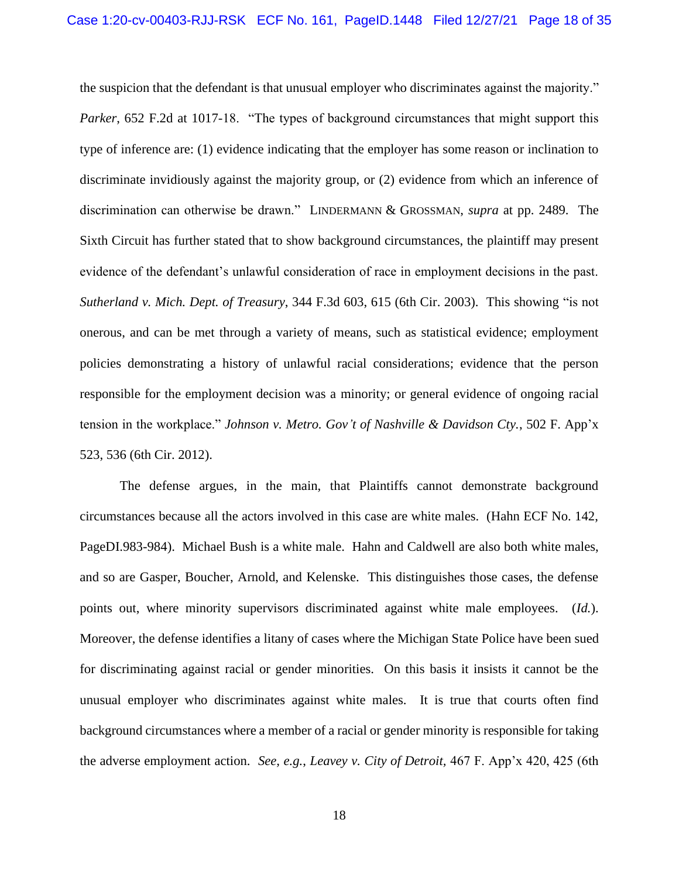the suspicion that the defendant is that unusual employer who discriminates against the majority." *Parker*, 652 F.2d at 1017-18. "The types of background circumstances that might support this type of inference are: (1) evidence indicating that the employer has some reason or inclination to discriminate invidiously against the majority group, or (2) evidence from which an inference of discrimination can otherwise be drawn." LINDERMANN & GROSSMAN, *supra* at pp. 2489. The Sixth Circuit has further stated that to show background circumstances, the plaintiff may present evidence of the defendant's unlawful consideration of race in employment decisions in the past. *Sutherland v. Mich. Dept. of Treasury*, 344 F.3d 603, 615 (6th Cir. 2003). This showing "is not onerous, and can be met through a variety of means, such as statistical evidence; employment policies demonstrating a history of unlawful racial considerations; evidence that the person responsible for the employment decision was a minority; or general evidence of ongoing racial tension in the workplace." *Johnson v. Metro. Gov't of Nashville & Davidson Cty.*, 502 F. App'x 523, 536 (6th Cir. 2012).

The defense argues, in the main, that Plaintiffs cannot demonstrate background circumstances because all the actors involved in this case are white males. (Hahn ECF No. 142, PageDI.983-984). Michael Bush is a white male. Hahn and Caldwell are also both white males, and so are Gasper, Boucher, Arnold, and Kelenske. This distinguishes those cases, the defense points out, where minority supervisors discriminated against white male employees. (*Id.*). Moreover, the defense identifies a litany of cases where the Michigan State Police have been sued for discriminating against racial or gender minorities. On this basis it insists it cannot be the unusual employer who discriminates against white males. It is true that courts often find background circumstances where a member of a racial or gender minority is responsible for taking the adverse employment action. *See, e.g.*, *Leavey v. City of Detroit*, 467 F. App'x 420, 425 (6th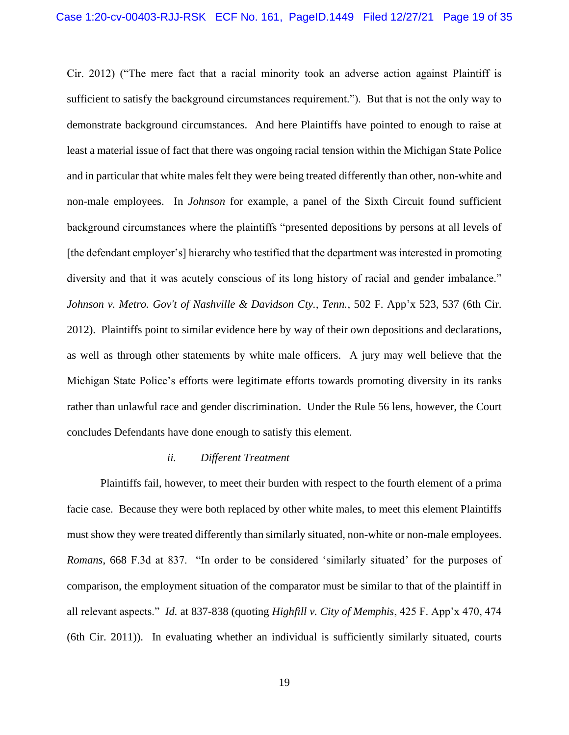Cir. 2012) ("The mere fact that a racial minority took an adverse action against Plaintiff is sufficient to satisfy the background circumstances requirement."). But that is not the only way to demonstrate background circumstances. And here Plaintiffs have pointed to enough to raise at least a material issue of fact that there was ongoing racial tension within the Michigan State Police and in particular that white males felt they were being treated differently than other, non-white and non-male employees. In *Johnson* for example, a panel of the Sixth Circuit found sufficient background circumstances where the plaintiffs "presented depositions by persons at all levels of [the defendant employer's] hierarchy who testified that the department was interested in promoting diversity and that it was acutely conscious of its long history of racial and gender imbalance." *Johnson v. Metro. Gov't of Nashville & Davidson Cty., Tenn.*, 502 F. App'x 523, 537 (6th Cir. 2012). Plaintiffs point to similar evidence here by way of their own depositions and declarations, as well as through other statements by white male officers. A jury may well believe that the Michigan State Police's efforts were legitimate efforts towards promoting diversity in its ranks rather than unlawful race and gender discrimination. Under the Rule 56 lens, however, the Court concludes Defendants have done enough to satisfy this element.

*ii. Different Treatment*

Plaintiffs fail, however, to meet their burden with respect to the fourth element of a prima facie case. Because they were both replaced by other white males, to meet this element Plaintiffs must show they were treated differently than similarly situated, non-white or non-male employees. *Romans*, 668 F.3d at 837. "In order to be considered 'similarly situated' for the purposes of comparison, the employment situation of the comparator must be similar to that of the plaintiff in all relevant aspects." *Id.* at 837-838 (quoting *Highfill v. City of Memphis*, 425 F. App'x 470, 474 (6th Cir. 2011)). In evaluating whether an individual is sufficiently similarly situated, courts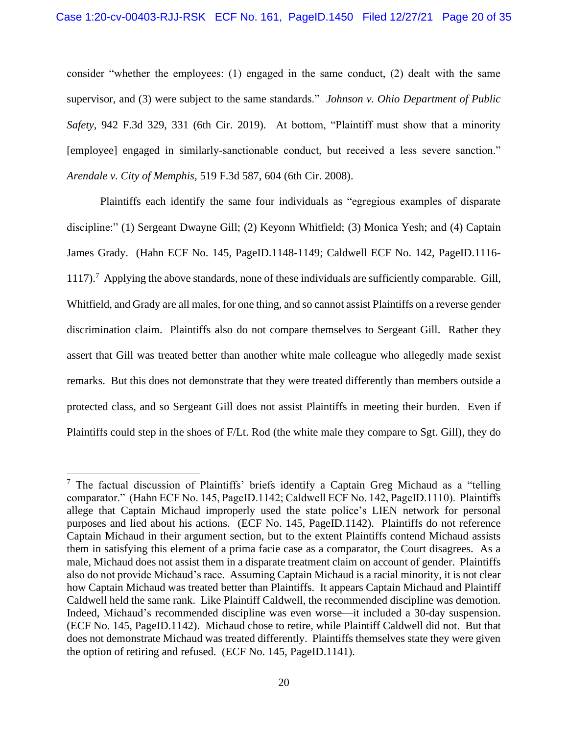consider "whether the employees: (1) engaged in the same conduct, (2) dealt with the same supervisor, and (3) were subject to the same standards." *Johnson v. Ohio Department of Public Safety*, 942 F.3d 329, 331 (6th Cir. 2019). At bottom, "Plaintiff must show that a minority [employee] engaged in similarly-sanctionable conduct, but received a less severe sanction." *Arendale v. City of Memphis*, 519 F.3d 587, 604 (6th Cir. 2008).

Plaintiffs each identify the same four individuals as "egregious examples of disparate discipline:" (1) Sergeant Dwayne Gill; (2) Keyonn Whitfield; (3) Monica Yesh; and (4) Captain James Grady. (Hahn ECF No. 145, PageID.1148-1149; Caldwell ECF No. 142, PageID.1116-1117).[7] Applying the above standards, none of these individuals are sufficiently comparable. Gill, Whitfield, and Grady are all males, for one thing, and so cannot assist Plaintiffs on a reverse gender discrimination claim. Plaintiffs also do not compare themselves to Sergeant Gill. Rather they assert that Gill was treated better than another white male colleague who allegedly made sexist remarks. But this does not demonstrate that they were treated differently than members outside a protected class, and so Sergeant Gill does not assist Plaintiffs in meeting their burden. Even if Plaintiffs could step in the shoes of F/Lt. Rod (the white male they compare to Sgt. Gill), they do

[7] The factual discussion of Plaintiffs' briefs identify a Captain Greg Michaud as a "telling comparator." (Hahn ECF No. 145, PageID.1142; Caldwell ECF No. 142, PageID.1110). Plaintiffs allege that Captain Michaud improperly used the state police's LIEN network for personal purposes and lied about his actions. (ECF No. 145, PageID.1142). Plaintiffs do not reference Captain Michaud in their argument section, but to the extent Plaintiffs contend Michaud assists them in satisfying this element of a prima facie case as a comparator, the Court disagrees. As a male, Michaud does not assist them in a disparate treatment claim on account of gender. Plaintiffs also do not provide Michaud's race. Assuming Captain Michaud is a racial minority, it is not clear how Captain Michaud was treated better than Plaintiffs. It appears Captain Michaud and Plaintiff Caldwell held the same rank. Like Plaintiff Caldwell, the recommended discipline was demotion. Indeed, Michaud's recommended discipline was even worse—it included a 30-day suspension. (ECF No. 145, PageID.1142). Michaud chose to retire, while Plaintiff Caldwell did not. But that does not demonstrate Michaud was treated differently. Plaintiffs themselves state they were given the option of retiring and refused. (ECF No. 145, PageID.1141).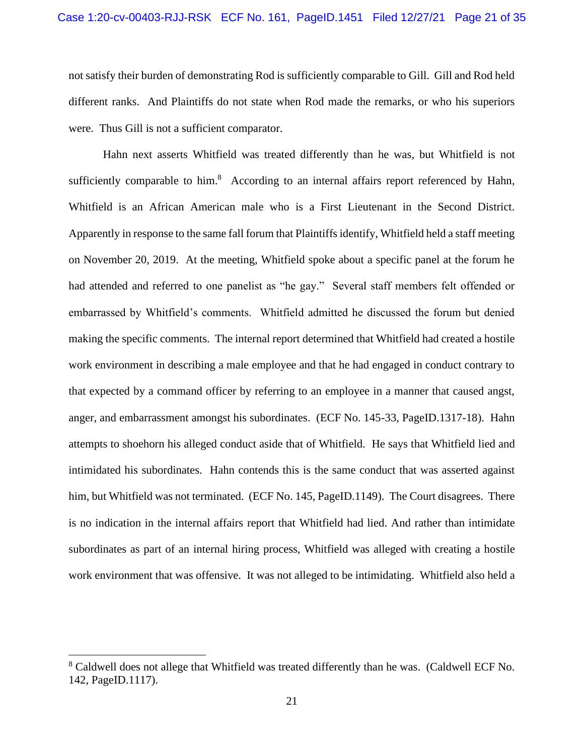not satisfy their burden of demonstrating Rod is sufficiently comparable to Gill. Gill and Rod held different ranks. And Plaintiffs do not state when Rod made the remarks, or who his superiors were. Thus Gill is not a sufficient comparator.

Hahn next asserts Whitfield was treated differently than he was, but Whitfield is not sufficiently comparable to him.[8] According to an internal affairs report referenced by Hahn, Whitfield is an African American male who is a First Lieutenant in the Second District. Apparently in response to the same fall forum that Plaintiffs identify, Whitfield held a staff meeting on November 20, 2019. At the meeting, Whitfield spoke about a specific panel at the forum he had attended and referred to one panelist as "he gay." Several staff members felt offended or embarrassed by Whitfield's comments. Whitfield admitted he discussed the forum but denied making the specific comments. The internal report determined that Whitfield had created a hostile work environment in describing a male employee and that he had engaged in conduct contrary to that expected by a command officer by referring to an employee in a manner that caused angst, anger, and embarrassment amongst his subordinates. (ECF No. 145-33, PageID.1317-18). Hahn attempts to shoehorn his alleged conduct aside that of Whitfield. He says that Whitfield lied and intimidated his subordinates. Hahn contends this is the same conduct that was asserted against him, but Whitfield was not terminated. (ECF No. 145, PageID.1149). The Court disagrees. There is no indication in the internal affairs report that Whitfield had lied. And rather than intimidate subordinates as part of an internal hiring process, Whitfield was alleged with creating a hostile work environment that was offensive. It was not alleged to be intimidating. Whitfield also held a

---

[8] Caldwell does not allege that Whitfield was treated differently than he was. (Caldwell ECF No. 142, PageID.1117).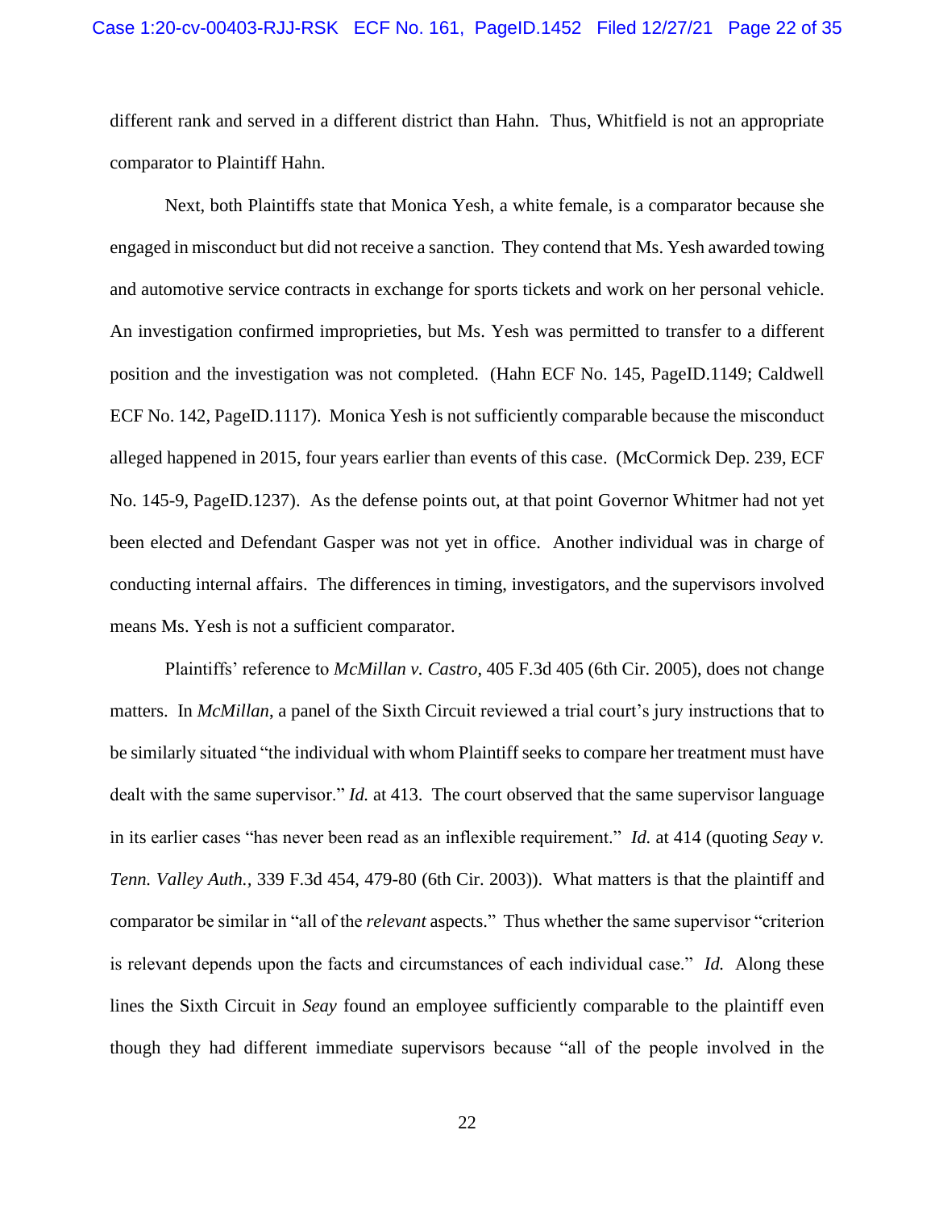different rank and served in a different district than Hahn. Thus, Whitfield is not an appropriate comparator to Plaintiff Hahn.

Next, both Plaintiffs state that Monica Yesh, a white female, is a comparator because she engaged in misconduct but did not receive a sanction. They contend that Ms. Yesh awarded towing and automotive service contracts in exchange for sports tickets and work on her personal vehicle. An investigation confirmed improprieties, but Ms. Yesh was permitted to transfer to a different position and the investigation was not completed. (Hahn ECF No. 145, PageID.1149; Caldwell ECF No. 142, PageID.1117). Monica Yesh is not sufficiently comparable because the misconduct alleged happened in 2015, four years earlier than events of this case. (McCormick Dep. 239, ECF No. 145-9, PageID.1237). As the defense points out, at that point Governor Whitmer had not yet been elected and Defendant Gasper was not yet in office. Another individual was in charge of conducting internal affairs. The differences in timing, investigators, and the supervisors involved means Ms. Yesh is not a sufficient comparator.

Plaintiffs' reference to *McMillan v. Castro*, 405 F.3d 405 (6th Cir. 2005), does not change matters. In *McMillan*, a panel of the Sixth Circuit reviewed a trial court's jury instructions that to be similarly situated "the individual with whom Plaintiff seeks to compare her treatment must have dealt with the same supervisor." *Id.* at 413. The court observed that the same supervisor language in its earlier cases "has never been read as an inflexible requirement." *Id.* at 414 (quoting *Seay v. Tenn. Valley Auth.*, 339 F.3d 454, 479-80 (6th Cir. 2003)). What matters is that the plaintiff and comparator be similar in "all of the *relevant* aspects." Thus whether the same supervisor "criterion is relevant depends upon the facts and circumstances of each individual case." *Id.* Along these lines the Sixth Circuit in *Seay* found an employee sufficiently comparable to the plaintiff even though they had different immediate supervisors because "all of the people involved in the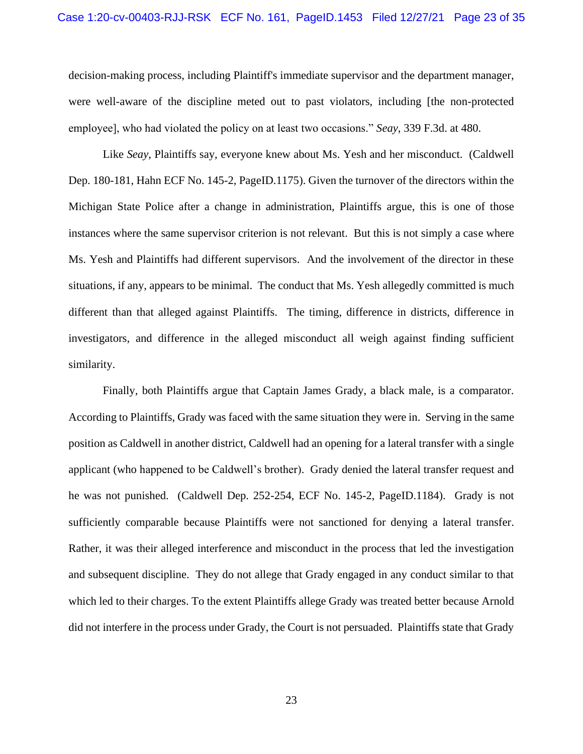decision-making process, including Plaintiff's immediate supervisor and the department manager, were well-aware of the discipline meted out to past violators, including [the non-protected employee], who had violated the policy on at least two occasions." *Seay*, 339 F.3d. at 480.

Like *Seay*, Plaintiffs say, everyone knew about Ms. Yesh and her misconduct. (Caldwell Dep. 180-181, Hahn ECF No. 145-2, PageID.1175). Given the turnover of the directors within the Michigan State Police after a change in administration, Plaintiffs argue, this is one of those instances where the same supervisor criterion is not relevant. But this is not simply a case where Ms. Yesh and Plaintiffs had different supervisors. And the involvement of the director in these situations, if any, appears to be minimal. The conduct that Ms. Yesh allegedly committed is much different than that alleged against Plaintiffs. The timing, difference in districts, difference in investigators, and difference in the alleged misconduct all weigh against finding sufficient similarity.

Finally, both Plaintiffs argue that Captain James Grady, a black male, is a comparator. According to Plaintiffs, Grady was faced with the same situation they were in. Serving in the same position as Caldwell in another district, Caldwell had an opening for a lateral transfer with a single applicant (who happened to be Caldwell's brother). Grady denied the lateral transfer request and he was not punished. (Caldwell Dep. 252-254, ECF No. 145-2, PageID.1184). Grady is not sufficiently comparable because Plaintiffs were not sanctioned for denying a lateral transfer. Rather, it was their alleged interference and misconduct in the process that led the investigation and subsequent discipline. They do not allege that Grady engaged in any conduct similar to that which led to their charges. To the extent Plaintiffs allege Grady was treated better because Arnold did not interfere in the process under Grady, the Court is not persuaded. Plaintiffs state that Grady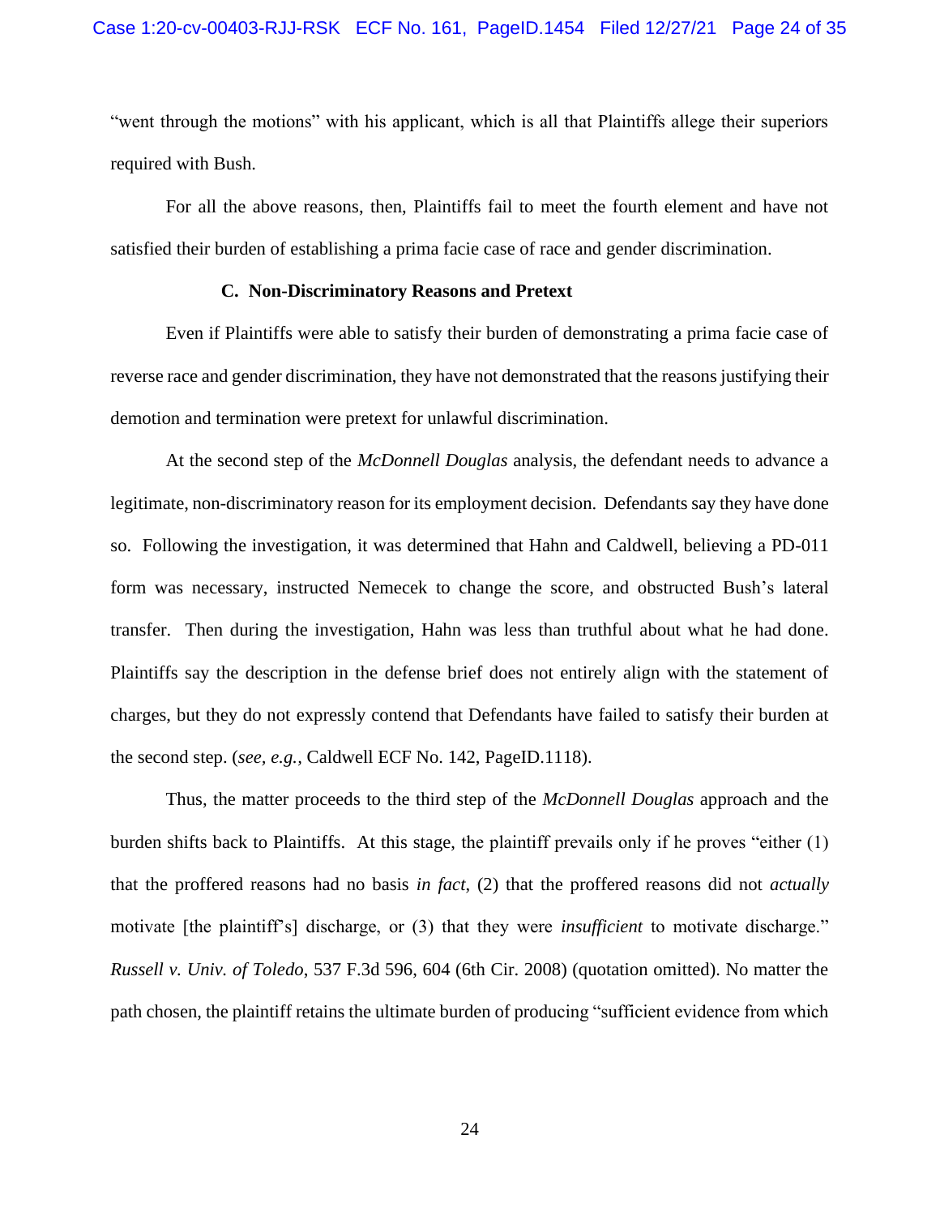"went through the motions" with his applicant, which is all that Plaintiffs allege their superiors required with Bush.

For all the above reasons, then, Plaintiffs fail to meet the fourth element and have not satisfied their burden of establishing a prima facie case of race and gender discrimination.

### C. Non-Discriminatory Reasons and Pretext

Even if Plaintiffs were able to satisfy their burden of demonstrating a prima facie case of reverse race and gender discrimination, they have not demonstrated that the reasons justifying their demotion and termination were pretext for unlawful discrimination.

At the second step of the *McDonnell Douglas* analysis, the defendant needs to advance a legitimate, non-discriminatory reason for its employment decision. Defendants say they have done so. Following the investigation, it was determined that Hahn and Caldwell, believing a PD-011 form was necessary, instructed Nemecek to change the score, and obstructed Bush's lateral transfer. Then during the investigation, Hahn was less than truthful about what he had done. Plaintiffs say the description in the defense brief does not entirely align with the statement of charges, but they do not expressly contend that Defendants have failed to satisfy their burden at the second step. (*see, e.g.*, Caldwell ECF No. 142, PageID.1118).

Thus, the matter proceeds to the third step of the *McDonnell Douglas* approach and the burden shifts back to Plaintiffs. At this stage, the plaintiff prevails only if he proves "either (1) that the proffered reasons had no basis *in fact*, (2) that the proffered reasons did not *actually* motivate [the plaintiff's] discharge, or (3) that they were *insufficient* to motivate discharge." *Russell v. Univ. of Toledo*, 537 F.3d 596, 604 (6th Cir. 2008) (quotation omitted). No matter the path chosen, the plaintiff retains the ultimate burden of producing "sufficient evidence from which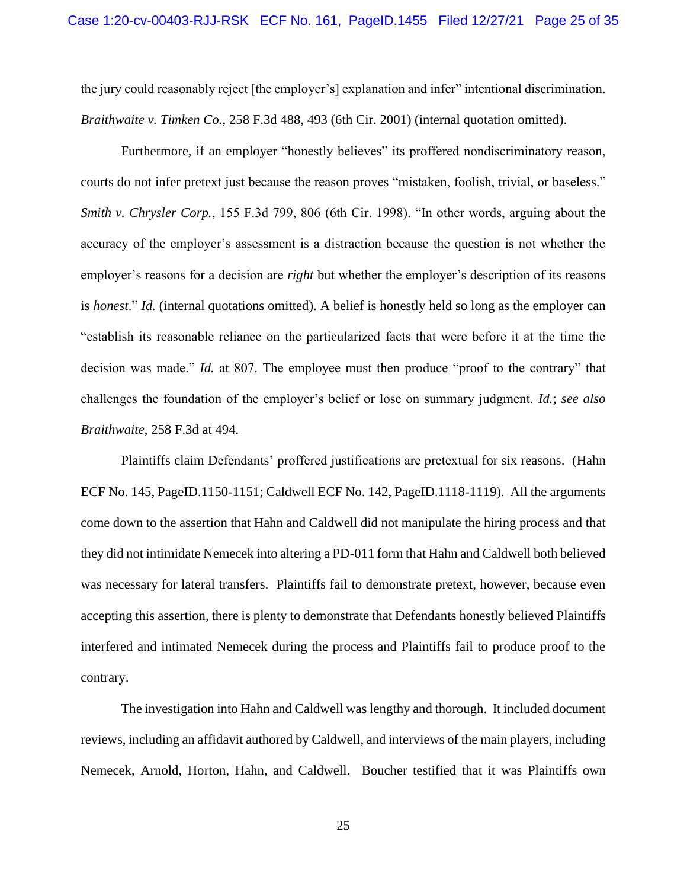the jury could reasonably reject [the employer's] explanation and infer" intentional discrimination. *Braithwaite v. Timken Co.*, 258 F.3d 488, 493 (6th Cir. 2001) (internal quotation omitted).

Furthermore, if an employer "honestly believes" its proffered nondiscriminatory reason, courts do not infer pretext just because the reason proves "mistaken, foolish, trivial, or baseless." *Smith v. Chrysler Corp.*, 155 F.3d 799, 806 (6th Cir. 1998). "In other words, arguing about the accuracy of the employer's assessment is a distraction because the question is not whether the employer's reasons for a decision are *right* but whether the employer's description of its reasons is *honest*." *Id.* (internal quotations omitted). A belief is honestly held so long as the employer can "establish its reasonable reliance on the particularized facts that were before it at the time the decision was made." *Id.* at 807. The employee must then produce "proof to the contrary" that challenges the foundation of the employer's belief or lose on summary judgment. *Id.*; *see also Braithwaite*, 258 F.3d at 494.

Plaintiffs claim Defendants' proffered justifications are pretextual for six reasons. (Hahn ECF No. 145, PageID.1150-1151; Caldwell ECF No. 142, PageID.1118-1119). All the arguments come down to the assertion that Hahn and Caldwell did not manipulate the hiring process and that they did not intimidate Nemecek into altering a PD-011 form that Hahn and Caldwell both believed was necessary for lateral transfers. Plaintiffs fail to demonstrate pretext, however, because even accepting this assertion, there is plenty to demonstrate that Defendants honestly believed Plaintiffs interfered and intimated Nemecek during the process and Plaintiffs fail to produce proof to the contrary.

The investigation into Hahn and Caldwell was lengthy and thorough. It included document reviews, including an affidavit authored by Caldwell, and interviews of the main players, including Nemecek, Arnold, Horton, Hahn, and Caldwell. Boucher testified that it was Plaintiffs own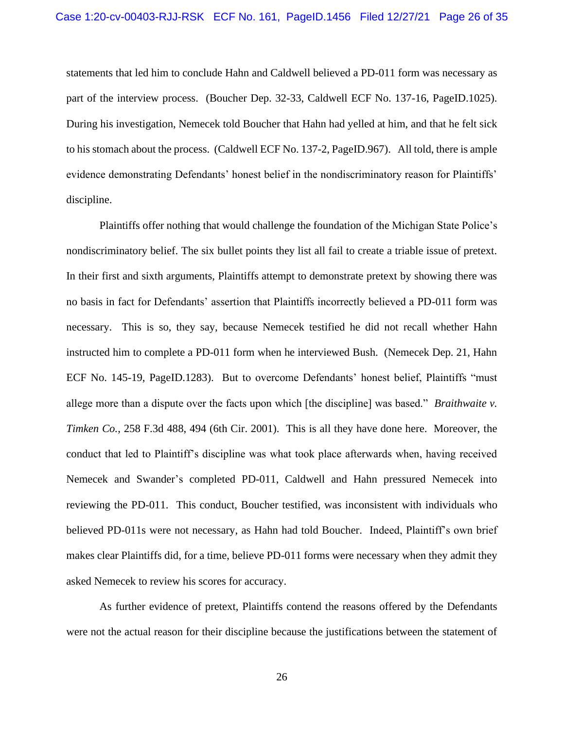statements that led him to conclude Hahn and Caldwell believed a PD-011 form was necessary as part of the interview process. (Boucher Dep. 32-33, Caldwell ECF No. 137-16, PageID.1025). During his investigation, Nemecek told Boucher that Hahn had yelled at him, and that he felt sick to his stomach about the process. (Caldwell ECF No. 137-2, PageID.967). All told, there is ample evidence demonstrating Defendants' honest belief in the nondiscriminatory reason for Plaintiffs' discipline.

Plaintiffs offer nothing that would challenge the foundation of the Michigan State Police's nondiscriminatory belief. The six bullet points they list all fail to create a triable issue of pretext. In their first and sixth arguments, Plaintiffs attempt to demonstrate pretext by showing there was no basis in fact for Defendants' assertion that Plaintiffs incorrectly believed a PD-011 form was necessary. This is so, they say, because Nemecek testified he did not recall whether Hahn instructed him to complete a PD-011 form when he interviewed Bush. (Nemecek Dep. 21, Hahn ECF No. 145-19, PageID.1283). But to overcome Defendants' honest belief, Plaintiffs "must allege more than a dispute over the facts upon which [the discipline] was based." *Braithwaite v. Timken Co.*, 258 F.3d 488, 494 (6th Cir. 2001). This is all they have done here. Moreover, the conduct that led to Plaintiff's discipline was what took place afterwards when, having received Nemecek and Swander's completed PD-011, Caldwell and Hahn pressured Nemecek into reviewing the PD-011. This conduct, Boucher testified, was inconsistent with individuals who believed PD-011s were not necessary, as Hahn had told Boucher. Indeed, Plaintiff's own brief makes clear Plaintiffs did, for a time, believe PD-011 forms were necessary when they admit they asked Nemecek to review his scores for accuracy.

As further evidence of pretext, Plaintiffs contend the reasons offered by the Defendants were not the actual reason for their discipline because the justifications between the statement of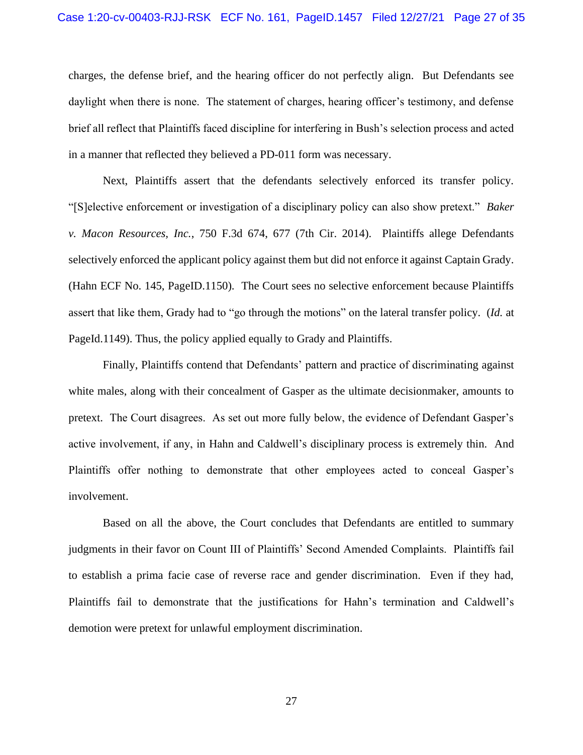charges, the defense brief, and the hearing officer do not perfectly align. But Defendants see daylight when there is none. The statement of charges, hearing officer's testimony, and defense brief all reflect that Plaintiffs faced discipline for interfering in Bush's selection process and acted in a manner that reflected they believed a PD-011 form was necessary.

Next, Plaintiffs assert that the defendants selectively enforced its transfer policy. "[S]elective enforcement or investigation of a disciplinary policy can also show pretext." *Baker v. Macon Resources, Inc.*, 750 F.3d 674, 677 (7th Cir. 2014). Plaintiffs allege Defendants selectively enforced the applicant policy against them but did not enforce it against Captain Grady. (Hahn ECF No. 145, PageID.1150). The Court sees no selective enforcement because Plaintiffs assert that like them, Grady had to "go through the motions" on the lateral transfer policy. (*Id.* at PageId.1149). Thus, the policy applied equally to Grady and Plaintiffs.

Finally, Plaintiffs contend that Defendants' pattern and practice of discriminating against white males, along with their concealment of Gasper as the ultimate decisionmaker, amounts to pretext. The Court disagrees. As set out more fully below, the evidence of Defendant Gasper's active involvement, if any, in Hahn and Caldwell's disciplinary process is extremely thin. And Plaintiffs offer nothing to demonstrate that other employees acted to conceal Gasper's involvement.

Based on all the above, the Court concludes that Defendants are entitled to summary judgments in their favor on Count III of Plaintiffs' Second Amended Complaints. Plaintiffs fail to establish a prima facie case of reverse race and gender discrimination. Even if they had, Plaintiffs fail to demonstrate that the justifications for Hahn's termination and Caldwell's demotion were pretext for unlawful employment discrimination.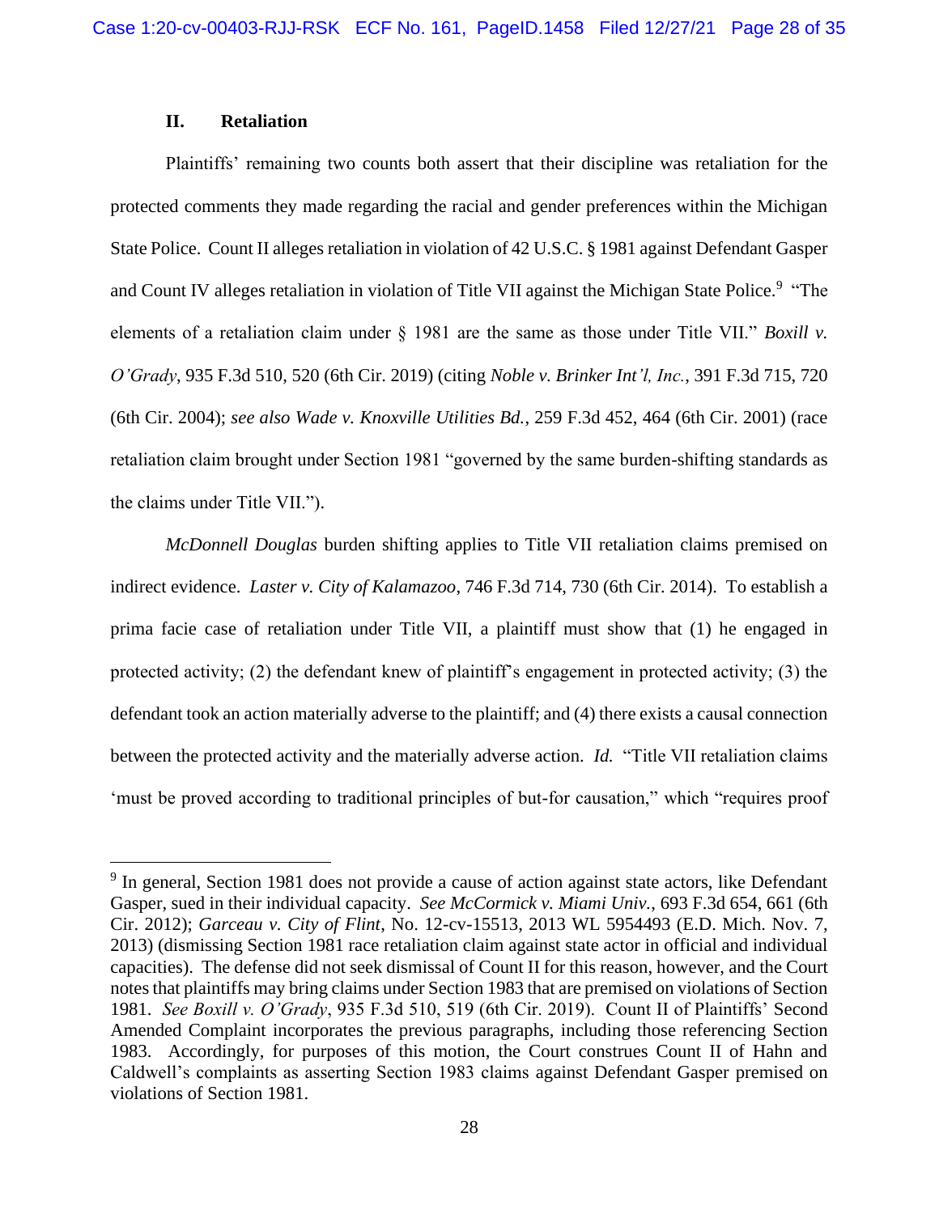## II. Retaliation

Plaintiffs' remaining two counts both assert that their discipline was retaliation for the protected comments they made regarding the racial and gender preferences within the Michigan State Police. Count II alleges retaliation in violation of 42 U.S.C. § 1981 against Defendant Gasper and Count IV alleges retaliation in violation of Title VII against the Michigan State Police.[9] "The elements of a retaliation claim under § 1981 are the same as those under Title VII." *Boxill v. O'Grady*, 935 F.3d 510, 520 (6th Cir. 2019) (citing *Noble v. Brinker Int'l, Inc.*, 391 F.3d 715, 720 (6th Cir. 2004); *see also Wade v. Knoxville Utilities Bd.*, 259 F.3d 452, 464 (6th Cir. 2001) (race retaliation claim brought under Section 1981 "governed by the same burden-shifting standards as the claims under Title VII.").

*McDonnell Douglas* burden shifting applies to Title VII retaliation claims premised on indirect evidence. *Laster v. City of Kalamazoo*, 746 F.3d 714, 730 (6th Cir. 2014). To establish a prima facie case of retaliation under Title VII, a plaintiff must show that (1) he engaged in protected activity; (2) the defendant knew of plaintiff's engagement in protected activity; (3) the defendant took an action materially adverse to the plaintiff; and (4) there exists a causal connection between the protected activity and the materially adverse action. *Id.* "Title VII retaliation claims 'must be proved according to traditional principles of but-for causation," which "requires proof

[9] In general, Section 1981 does not provide a cause of action against state actors, like Defendant Gasper, sued in their individual capacity. *See McCormick v. Miami Univ.*, 693 F.3d 654, 661 (6th Cir. 2012); *Garceau v. City of Flint*, No. 12-cv-15513, 2013 WL 5954493 (E.D. Mich. Nov. 7, 2013) (dismissing Section 1981 race retaliation claim against state actor in official and individual capacities). The defense did not seek dismissal of Count II for this reason, however, and the Court notes that plaintiffs may bring claims under Section 1983 that are premised on violations of Section 1981. *See Boxill v. O'Grady*, 935 F.3d 510, 519 (6th Cir. 2019). Count II of Plaintiffs' Second Amended Complaint incorporates the previous paragraphs, including those referencing Section 1983. Accordingly, for purposes of this motion, the Court construes Count II of Hahn and Caldwell's complaints as asserting Section 1983 claims against Defendant Gasper premised on violations of Section 1981.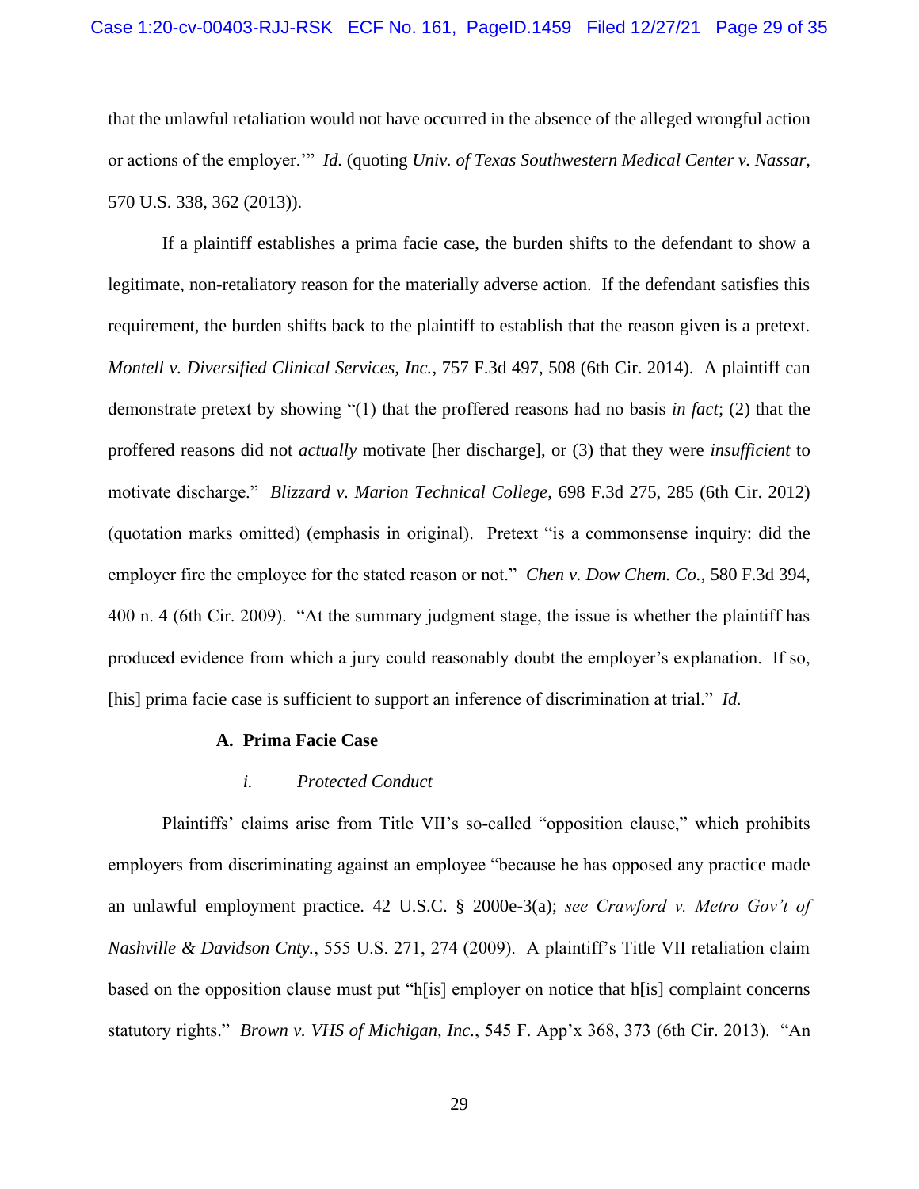that the unlawful retaliation would not have occurred in the absence of the alleged wrongful action or actions of the employer.'" *Id.* (quoting *Univ. of Texas Southwestern Medical Center v. Nassar*, 570 U.S. 338, 362 (2013)).

If a plaintiff establishes a prima facie case, the burden shifts to the defendant to show a legitimate, non-retaliatory reason for the materially adverse action. If the defendant satisfies this requirement, the burden shifts back to the plaintiff to establish that the reason given is a pretext. *Montell v. Diversified Clinical Services, Inc.*, 757 F.3d 497, 508 (6th Cir. 2014). A plaintiff can demonstrate pretext by showing "(1) that the proffered reasons had no basis *in fact*; (2) that the proffered reasons did not *actually* motivate [her discharge], or (3) that they were *insufficient* to motivate discharge." *Blizzard v. Marion Technical College*, 698 F.3d 275, 285 (6th Cir. 2012) (quotation marks omitted) (emphasis in original). Pretext "is a commonsense inquiry: did the employer fire the employee for the stated reason or not." *Chen v. Dow Chem. Co.*, 580 F.3d 394, 400 n. 4 (6th Cir. 2009). "At the summary judgment stage, the issue is whether the plaintiff has produced evidence from which a jury could reasonably doubt the employer's explanation. If so, [his] prima facie case is sufficient to support an inference of discrimination at trial." *Id.*

### A. Prima Facie Case

#### *i. Protected Conduct*

Plaintiffs' claims arise from Title VII's so-called "opposition clause," which prohibits employers from discriminating against an employee "because he has opposed any practice made an unlawful employment practice. 42 U.S.C. § 2000e-3(a); *see Crawford v. Metro Gov't of Nashville & Davidson Cnty.*, 555 U.S. 271, 274 (2009). A plaintiff's Title VII retaliation claim based on the opposition clause must put "h[is] employer on notice that h[is] complaint concerns statutory rights." *Brown v. VHS of Michigan, Inc.*, 545 F. App'x 368, 373 (6th Cir. 2013). "An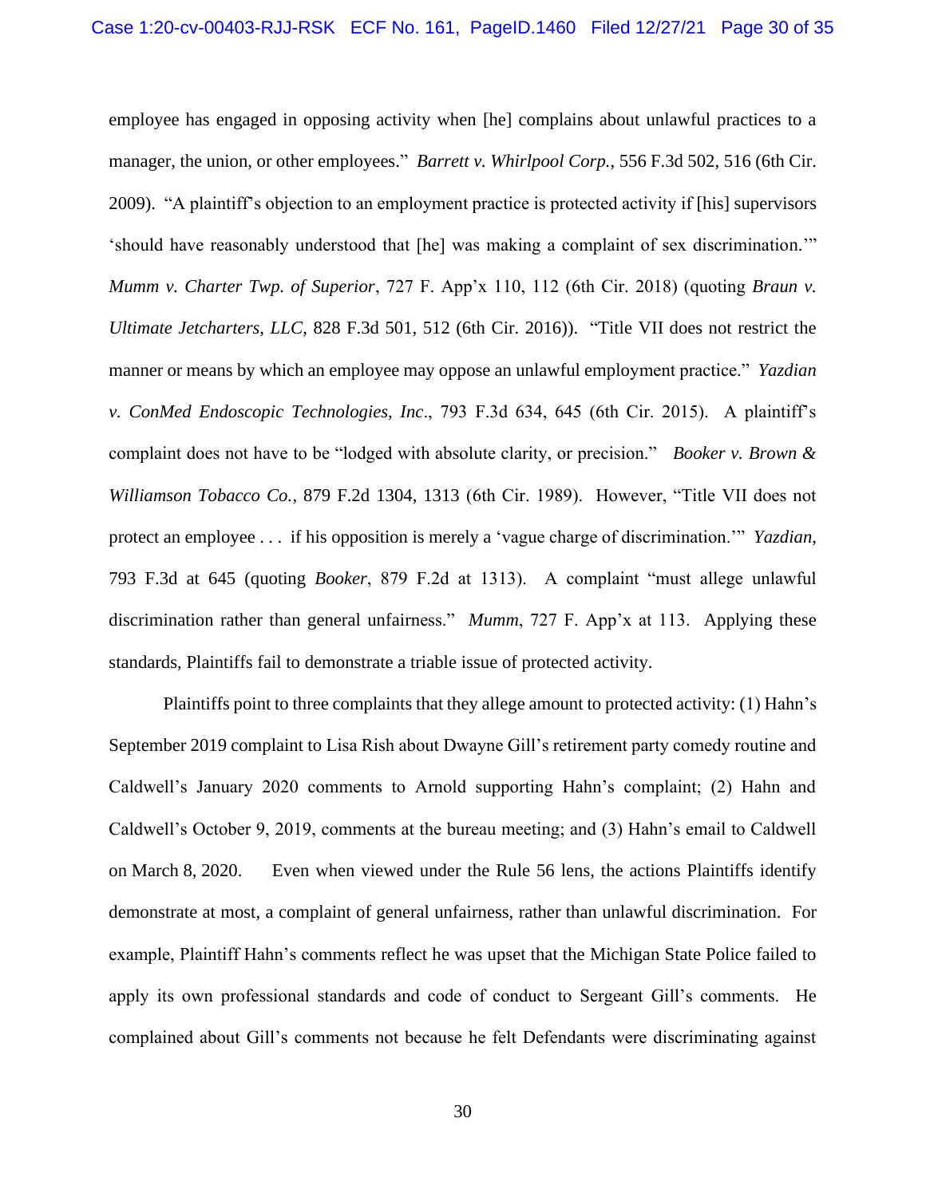employee has engaged in opposing activity when [he] complains about unlawful practices to a manager, the union, or other employees." *Barrett v. Whirlpool Corp.*, 556 F.3d 502, 516 (6th Cir. 2009). "A plaintiff's objection to an employment practice is protected activity if [his] supervisors 'should have reasonably understood that [he] was making a complaint of sex discrimination.'" *Mumm v. Charter Twp. of Superior*, 727 F. App'x 110, 112 (6th Cir. 2018) (quoting *Braun v. Ultimate Jetcharters, LLC*, 828 F.3d 501, 512 (6th Cir. 2016)). "Title VII does not restrict the manner or means by which an employee may oppose an unlawful employment practice." *Yazdian v. ConMed Endoscopic Technologies, Inc*., 793 F.3d 634, 645 (6th Cir. 2015). A plaintiff's complaint does not have to be "lodged with absolute clarity, or precision." *Booker v. Brown & Williamson Tobacco Co.*, 879 F.2d 1304, 1313 (6th Cir. 1989). However, "Title VII does not protect an employee . . . if his opposition is merely a 'vague charge of discrimination.'" *Yazdian*, 793 F.3d at 645 (quoting *Booker*, 879 F.2d at 1313). A complaint "must allege unlawful discrimination rather than general unfairness." *Mumm*, 727 F. App'x at 113. Applying these standards, Plaintiffs fail to demonstrate a triable issue of protected activity.

Plaintiffs point to three complaints that they allege amount to protected activity: (1) Hahn's September 2019 complaint to Lisa Rish about Dwayne Gill's retirement party comedy routine and Caldwell's January 2020 comments to Arnold supporting Hahn's complaint; (2) Hahn and Caldwell's October 9, 2019, comments at the bureau meeting; and (3) Hahn's email to Caldwell on March 8, 2020. Even when viewed under the Rule 56 lens, the actions Plaintiffs identify demonstrate at most, a complaint of general unfairness, rather than unlawful discrimination. For example, Plaintiff Hahn's comments reflect he was upset that the Michigan State Police failed to apply its own professional standards and code of conduct to Sergeant Gill's comments. He complained about Gill's comments not because he felt Defendants were discriminating against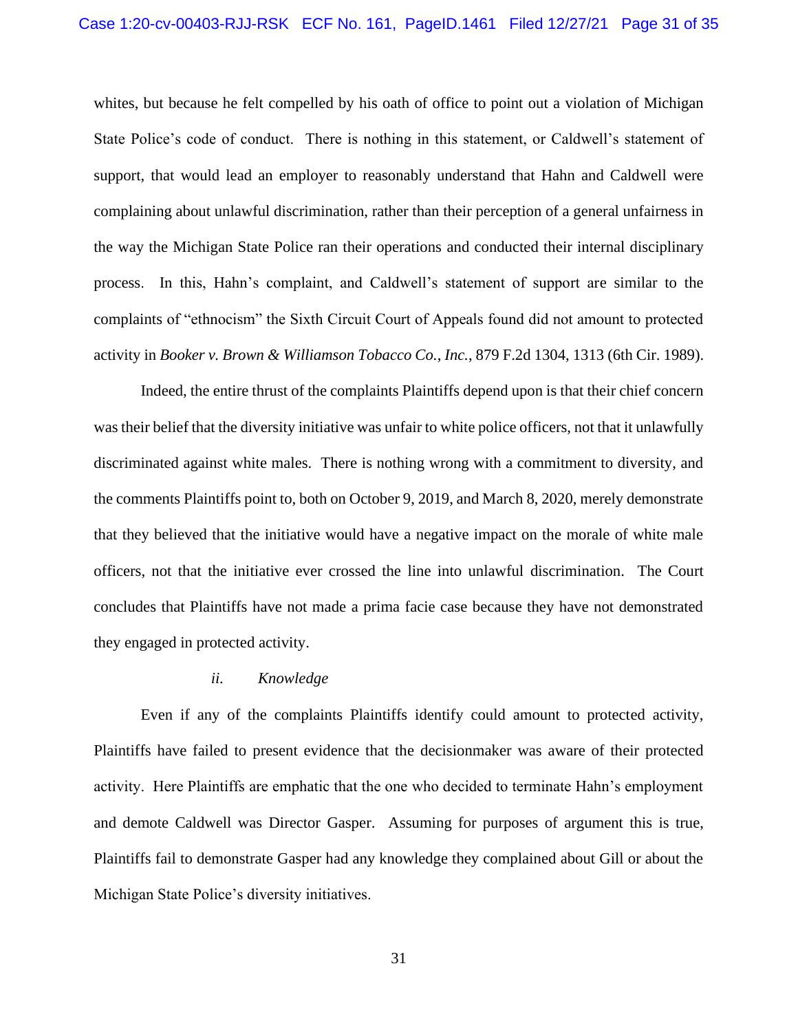whites, but because he felt compelled by his oath of office to point out a violation of Michigan State Police's code of conduct. There is nothing in this statement, or Caldwell's statement of support, that would lead an employer to reasonably understand that Hahn and Caldwell were complaining about unlawful discrimination, rather than their perception of a general unfairness in the way the Michigan State Police ran their operations and conducted their internal disciplinary process. In this, Hahn's complaint, and Caldwell's statement of support are similar to the complaints of "ethnocism" the Sixth Circuit Court of Appeals found did not amount to protected activity in *Booker v. Brown & Williamson Tobacco Co., Inc.*, 879 F.2d 1304, 1313 (6th Cir. 1989).

Indeed, the entire thrust of the complaints Plaintiffs depend upon is that their chief concern was their belief that the diversity initiative was unfair to white police officers, not that it unlawfully discriminated against white males. There is nothing wrong with a commitment to diversity, and the comments Plaintiffs point to, both on October 9, 2019, and March 8, 2020, merely demonstrate that they believed that the initiative would have a negative impact on the morale of white male officers, not that the initiative ever crossed the line into unlawful discrimination. The Court concludes that Plaintiffs have not made a prima facie case because they have not demonstrated they engaged in protected activity.

*ii. Knowledge*

Even if any of the complaints Plaintiffs identify could amount to protected activity, Plaintiffs have failed to present evidence that the decisionmaker was aware of their protected activity. Here Plaintiffs are emphatic that the one who decided to terminate Hahn's employment and demote Caldwell was Director Gasper. Assuming for purposes of argument this is true, Plaintiffs fail to demonstrate Gasper had any knowledge they complained about Gill or about the Michigan State Police's diversity initiatives.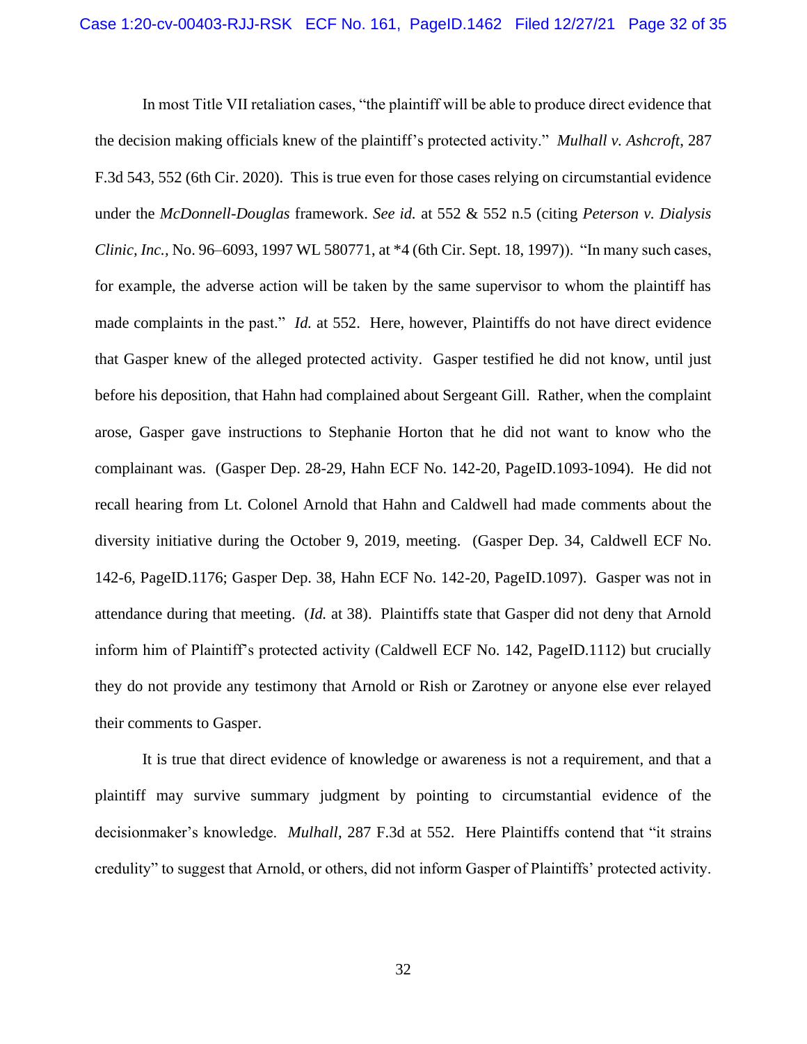In most Title VII retaliation cases, "the plaintiff will be able to produce direct evidence that the decision making officials knew of the plaintiff's protected activity." *Mulhall v. Ashcroft*, 287 F.3d 543, 552 (6th Cir. 2020). This is true even for those cases relying on circumstantial evidence under the *McDonnell-Douglas* framework. *See id.* at 552 & 552 n.5 (citing *Peterson v. Dialysis Clinic, Inc.*, No. 96–6093, 1997 WL 580771, at \*4 (6th Cir. Sept. 18, 1997)). "In many such cases, for example, the adverse action will be taken by the same supervisor to whom the plaintiff has made complaints in the past." *Id.* at 552. Here, however, Plaintiffs do not have direct evidence that Gasper knew of the alleged protected activity. Gasper testified he did not know, until just before his deposition, that Hahn had complained about Sergeant Gill. Rather, when the complaint arose, Gasper gave instructions to Stephanie Horton that he did not want to know who the complainant was. (Gasper Dep. 28-29, Hahn ECF No. 142-20, PageID.1093-1094). He did not recall hearing from Lt. Colonel Arnold that Hahn and Caldwell had made comments about the diversity initiative during the October 9, 2019, meeting. (Gasper Dep. 34, Caldwell ECF No. 142-6, PageID.1176; Gasper Dep. 38, Hahn ECF No. 142-20, PageID.1097). Gasper was not in attendance during that meeting. (*Id.* at 38). Plaintiffs state that Gasper did not deny that Arnold inform him of Plaintiff's protected activity (Caldwell ECF No. 142, PageID.1112) but crucially they do not provide any testimony that Arnold or Rish or Zarotney or anyone else ever relayed their comments to Gasper.

It is true that direct evidence of knowledge or awareness is not a requirement, and that a plaintiff may survive summary judgment by pointing to circumstantial evidence of the decisionmaker's knowledge. *Mulhall*, 287 F.3d at 552. Here Plaintiffs contend that "it strains credulity" to suggest that Arnold, or others, did not inform Gasper of Plaintiffs' protected activity.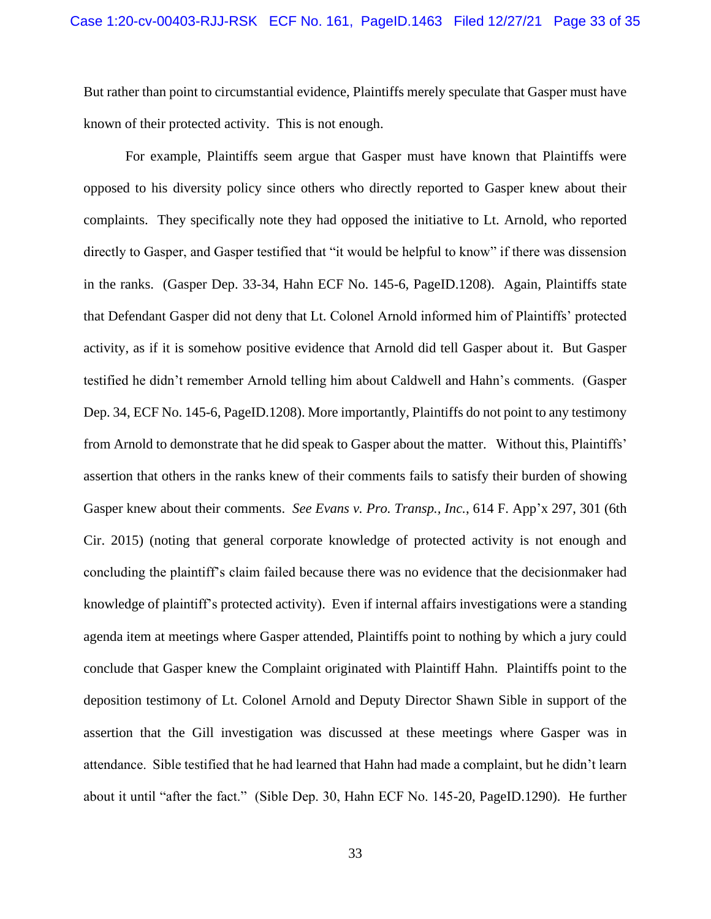But rather than point to circumstantial evidence, Plaintiffs merely speculate that Gasper must have known of their protected activity. This is not enough.

For example, Plaintiffs seem argue that Gasper must have known that Plaintiffs were opposed to his diversity policy since others who directly reported to Gasper knew about their complaints. They specifically note they had opposed the initiative to Lt. Arnold, who reported directly to Gasper, and Gasper testified that "it would be helpful to know" if there was dissension in the ranks. (Gasper Dep. 33-34, Hahn ECF No. 145-6, PageID.1208). Again, Plaintiffs state that Defendant Gasper did not deny that Lt. Colonel Arnold informed him of Plaintiffs' protected activity, as if it is somehow positive evidence that Arnold did tell Gasper about it. But Gasper testified he didn't remember Arnold telling him about Caldwell and Hahn's comments. (Gasper Dep. 34, ECF No. 145-6, PageID.1208). More importantly, Plaintiffs do not point to any testimony from Arnold to demonstrate that he did speak to Gasper about the matter. Without this, Plaintiffs' assertion that others in the ranks knew of their comments fails to satisfy their burden of showing Gasper knew about their comments. *See Evans v. Pro. Transp., Inc.*, 614 F. App'x 297, 301 (6th Cir. 2015) (noting that general corporate knowledge of protected activity is not enough and concluding the plaintiff's claim failed because there was no evidence that the decisionmaker had knowledge of plaintiff's protected activity). Even if internal affairs investigations were a standing agenda item at meetings where Gasper attended, Plaintiffs point to nothing by which a jury could conclude that Gasper knew the Complaint originated with Plaintiff Hahn. Plaintiffs point to the deposition testimony of Lt. Colonel Arnold and Deputy Director Shawn Sible in support of the assertion that the Gill investigation was discussed at these meetings where Gasper was in attendance. Sible testified that he had learned that Hahn had made a complaint, but he didn't learn about it until "after the fact." (Sible Dep. 30, Hahn ECF No. 145-20, PageID.1290). He further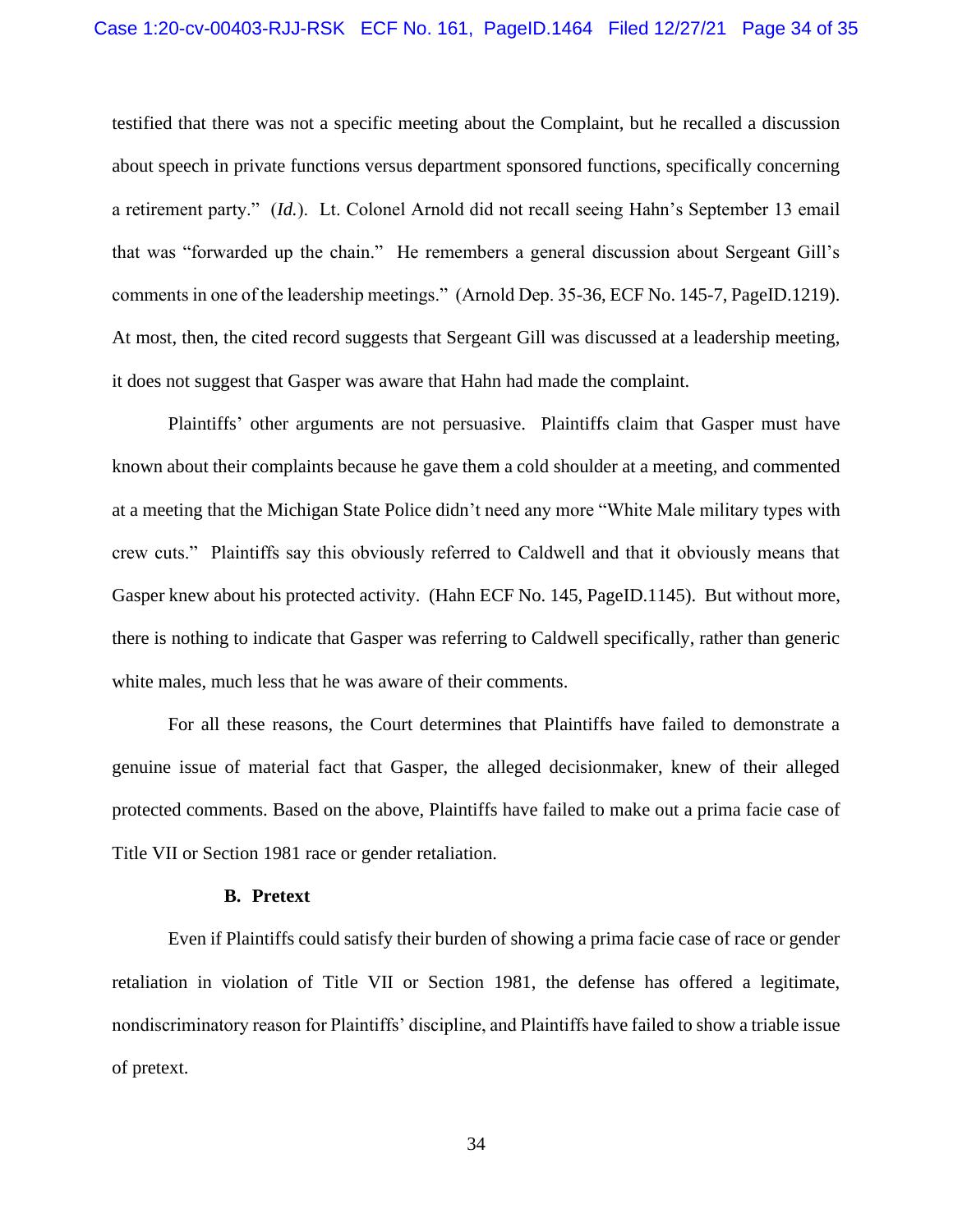testified that there was not a specific meeting about the Complaint, but he recalled a discussion about speech in private functions versus department sponsored functions, specifically concerning a retirement party." (*Id.*). Lt. Colonel Arnold did not recall seeing Hahn's September 13 email that was "forwarded up the chain." He remembers a general discussion about Sergeant Gill's comments in one of the leadership meetings." (Arnold Dep. 35-36, ECF No. 145-7, PageID.1219). At most, then, the cited record suggests that Sergeant Gill was discussed at a leadership meeting, it does not suggest that Gasper was aware that Hahn had made the complaint.

Plaintiffs' other arguments are not persuasive. Plaintiffs claim that Gasper must have known about their complaints because he gave them a cold shoulder at a meeting, and commented at a meeting that the Michigan State Police didn't need any more "White Male military types with crew cuts." Plaintiffs say this obviously referred to Caldwell and that it obviously means that Gasper knew about his protected activity. (Hahn ECF No. 145, PageID.1145). But without more, there is nothing to indicate that Gasper was referring to Caldwell specifically, rather than generic white males, much less that he was aware of their comments.

For all these reasons, the Court determines that Plaintiffs have failed to demonstrate a genuine issue of material fact that Gasper, the alleged decisionmaker, knew of their alleged protected comments. Based on the above, Plaintiffs have failed to make out a prima facie case of Title VII or Section 1981 race or gender retaliation.

**B. Pretext**

Even if Plaintiffs could satisfy their burden of showing a prima facie case of race or gender retaliation in violation of Title VII or Section 1981, the defense has offered a legitimate, nondiscriminatory reason for Plaintiffs' discipline, and Plaintiffs have failed to show a triable issue of pretext.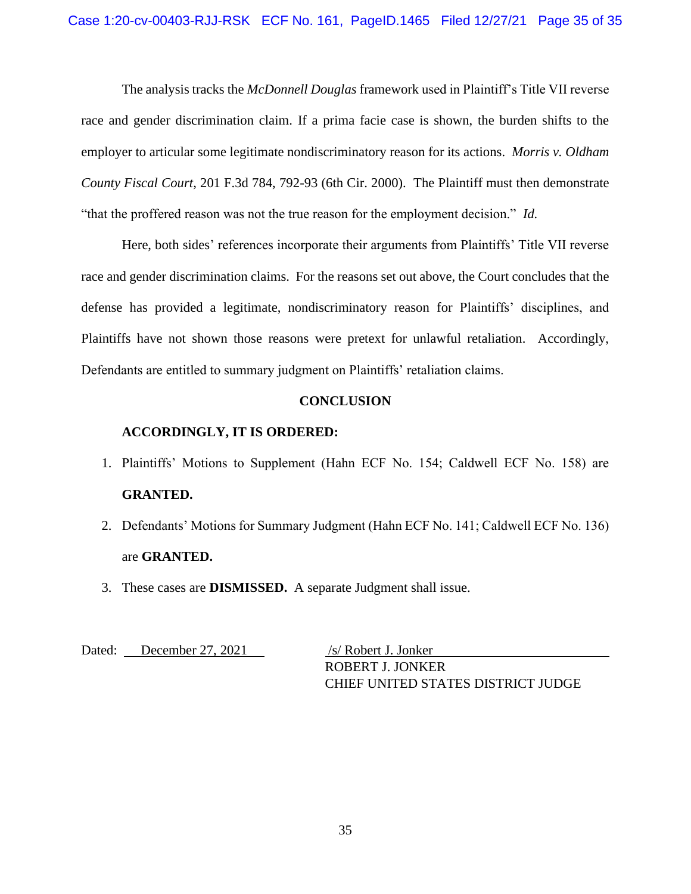The analysis tracks the *McDonnell Douglas* framework used in Plaintiff's Title VII reverse race and gender discrimination claim. If a prima facie case is shown, the burden shifts to the employer to articular some legitimate nondiscriminatory reason for its actions. *Morris v. Oldham County Fiscal Court*, 201 F.3d 784, 792-93 (6th Cir. 2000). The Plaintiff must then demonstrate "that the proffered reason was not the true reason for the employment decision." *Id.*

Here, both sides' references incorporate their arguments from Plaintiffs' Title VII reverse race and gender discrimination claims. For the reasons set out above, the Court concludes that the defense has provided a legitimate, nondiscriminatory reason for Plaintiffs' disciplines, and Plaintiffs have not shown those reasons were pretext for unlawful retaliation. Accordingly, Defendants are entitled to summary judgment on Plaintiffs' retaliation claims.

## CONCLUSION

**ACCORDINGLY, IT IS ORDERED:**

1. Plaintiffs' Motions to Supplement (Hahn ECF No. 154; Caldwell ECF No. 158) are **GRANTED.**
2. Defendants' Motions for Summary Judgment (Hahn ECF No. 141; Caldwell ECF No. 136) are **GRANTED.**
3. These cases are **DISMISSED.** A separate Judgment shall issue.

Dated: December 27, 2021

/s/ Robert J. Jonker
ROBERT J. JONKER
CHIEF UNITED STATES DISTRICT JUDGE